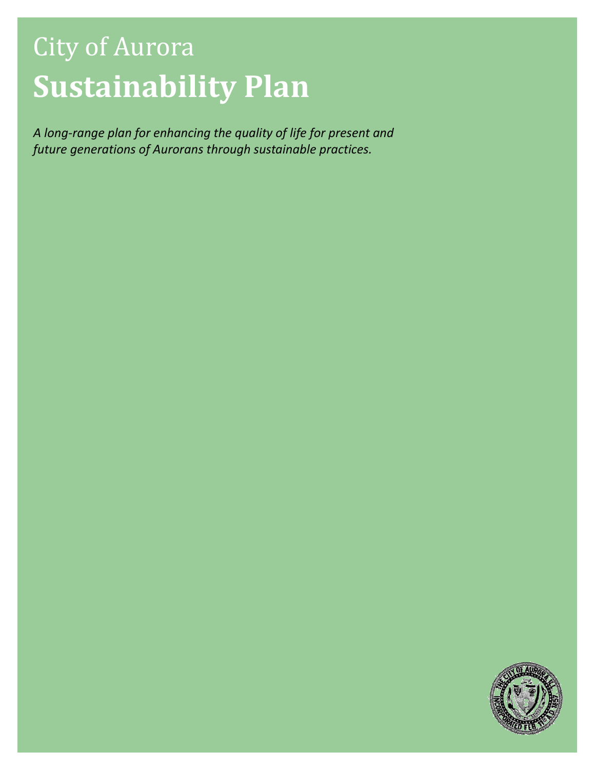# City of Aurora

# Sustainability Plan

*A long-range plan for enhancing the quality of life for present and future generations of Aurorans through sustainable practices.*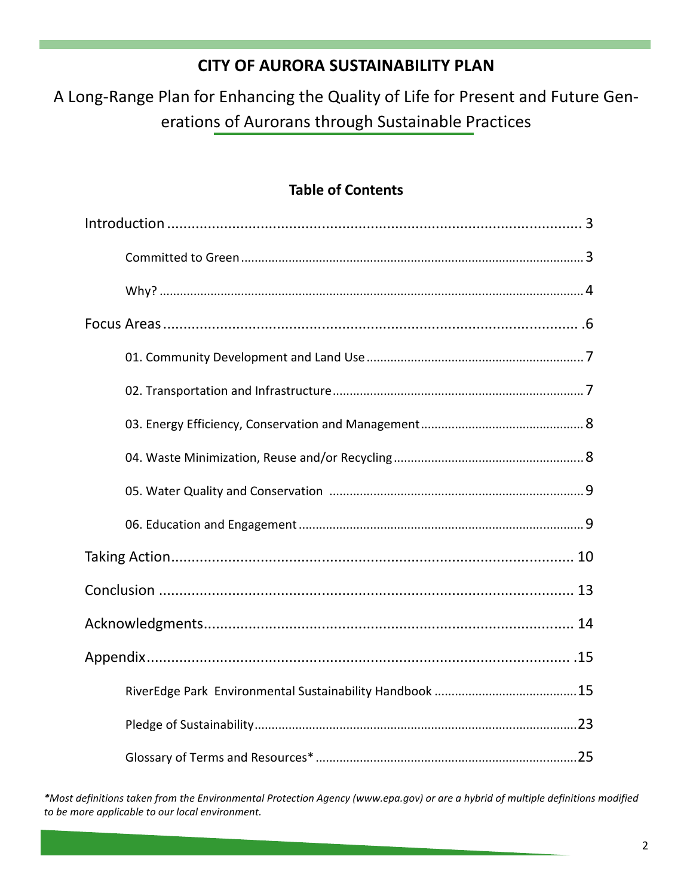# CITY OF AURORA SUSTAINABILITY PLAN

A Long-Range Plan for Enhancing the Quality of Life for Present and Future Generations of Aurorans through Sustainable Practices

## Table of Contents

Introduction .......... 3

- Committed to Green .......... 3
- Why? .......... 4

Focus Areas .......... .6

- 01. Community Development and Land Use .......... 7
- 02. Transportation and Infrastructure .......... 7
- 03. Energy Efficiency, Conservation and Management .......... 8
- 04. Waste Minimization, Reuse and/or Recycling .......... 8
- 05. Water Quality and Conservation .......... 9
- 06. Education and Engagement .......... 9

Taking Action .......... 10

Conclusion .......... 13

Acknowledgments .......... 14

Appendix .......... .15

- RiverEdge Park Environmental Sustainability Handbook .......... 15
- Pledge of Sustainability .......... 23
- Glossary of Terms and Resources* .......... 25

*Most definitions taken from the Environmental Protection Agency (www.epa.gov) or are a hybrid of multiple definitions modified to be more applicable to our local environment.*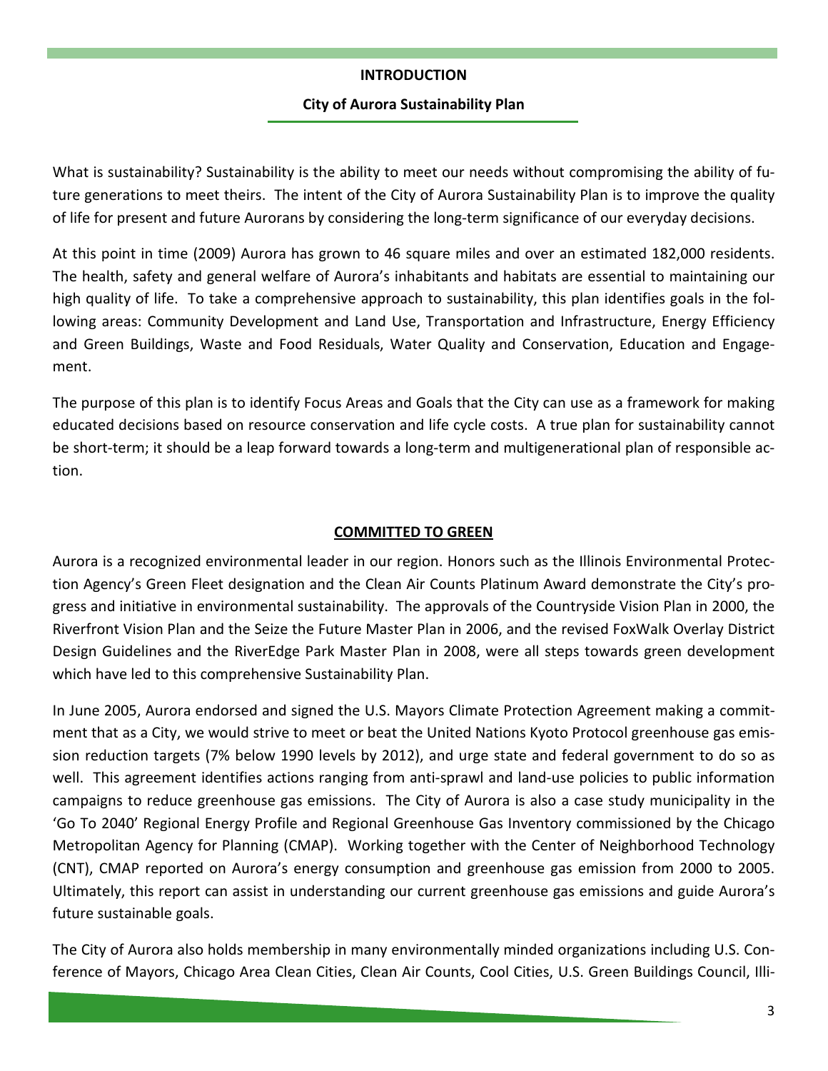# INTRODUCTION

## City of Aurora Sustainability Plan

What is sustainability? Sustainability is the ability to meet our needs without compromising the ability of future generations to meet theirs. The intent of the City of Aurora Sustainability Plan is to improve the quality of life for present and future Aurorans by considering the long-term significance of our everyday decisions.

At this point in time (2009) Aurora has grown to 46 square miles and over an estimated 182,000 residents. The health, safety and general welfare of Aurora's inhabitants and habitats are essential to maintaining our high quality of life. To take a comprehensive approach to sustainability, this plan identifies goals in the following areas: Community Development and Land Use, Transportation and Infrastructure, Energy Efficiency and Green Buildings, Waste and Food Residuals, Water Quality and Conservation, Education and Engagement.

The purpose of this plan is to identify Focus Areas and Goals that the City can use as a framework for making educated decisions based on resource conservation and life cycle costs. A true plan for sustainability cannot be short-term; it should be a leap forward towards a long-term and multigenerational plan of responsible action.

## COMMITTED TO GREEN

Aurora is a recognized environmental leader in our region. Honors such as the Illinois Environmental Protection Agency's Green Fleet designation and the Clean Air Counts Platinum Award demonstrate the City's progress and initiative in environmental sustainability. The approvals of the Countryside Vision Plan in 2000, the Riverfront Vision Plan and the Seize the Future Master Plan in 2006, and the revised FoxWalk Overlay District Design Guidelines and the RiverEdge Park Master Plan in 2008, were all steps towards green development which have led to this comprehensive Sustainability Plan.

In June 2005, Aurora endorsed and signed the U.S. Mayors Climate Protection Agreement making a commitment that as a City, we would strive to meet or beat the United Nations Kyoto Protocol greenhouse gas emission reduction targets (7% below 1990 levels by 2012), and urge state and federal government to do so as well. This agreement identifies actions ranging from anti-sprawl and land-use policies to public information campaigns to reduce greenhouse gas emissions. The City of Aurora is also a case study municipality in the 'Go To 2040' Regional Energy Profile and Regional Greenhouse Gas Inventory commissioned by the Chicago Metropolitan Agency for Planning (CMAP). Working together with the Center of Neighborhood Technology (CNT), CMAP reported on Aurora's energy consumption and greenhouse gas emission from 2000 to 2005. Ultimately, this report can assist in understanding our current greenhouse gas emissions and guide Aurora's future sustainable goals.

The City of Aurora also holds membership in many environmentally minded organizations including U.S. Conference of Mayors, Chicago Area Clean Cities, Clean Air Counts, Cool Cities, U.S. Green Buildings Council, Illi-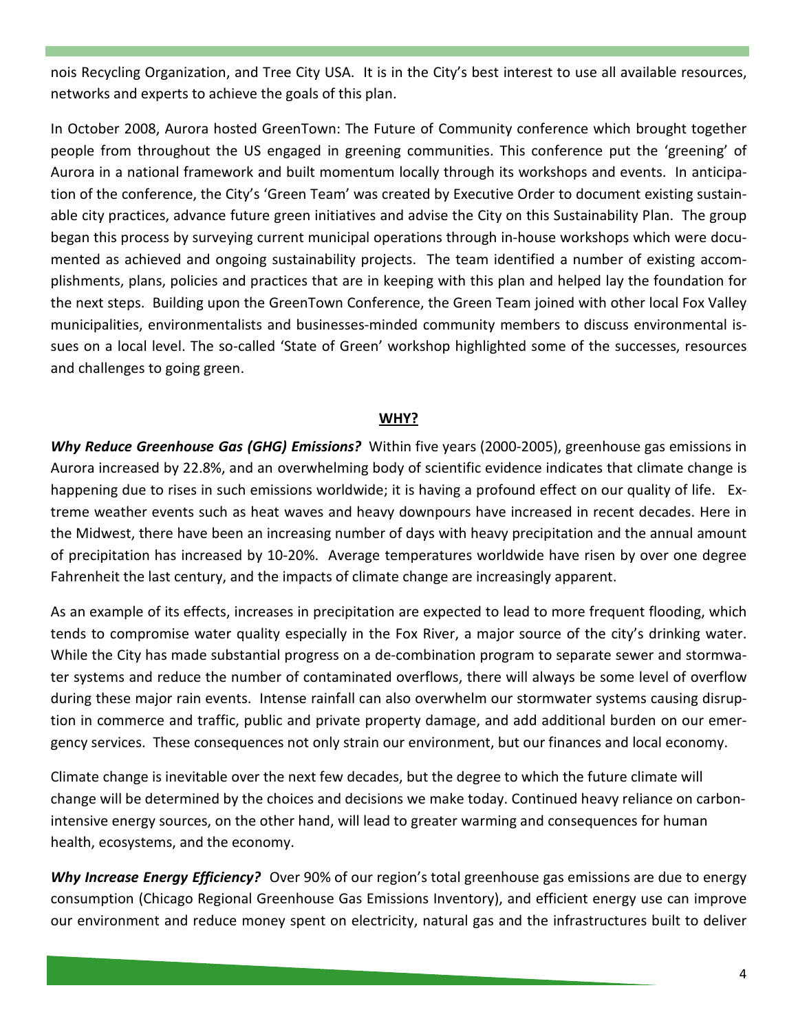nois Recycling Organization, and Tree City USA. It is in the City's best interest to use all available resources, networks and experts to achieve the goals of this plan.

In October 2008, Aurora hosted GreenTown: The Future of Community conference which brought together people from throughout the US engaged in greening communities. This conference put the 'greening' of Aurora in a national framework and built momentum locally through its workshops and events. In anticipation of the conference, the City's 'Green Team' was created by Executive Order to document existing sustainable city practices, advance future green initiatives and advise the City on this Sustainability Plan. The group began this process by surveying current municipal operations through in-house workshops which were documented as achieved and ongoing sustainability projects. The team identified a number of existing accomplishments, plans, policies and practices that are in keeping with this plan and helped lay the foundation for the next steps. Building upon the GreenTown Conference, the Green Team joined with other local Fox Valley municipalities, environmentalists and businesses-minded community members to discuss environmental issues on a local level. The so-called 'State of Green' workshop highlighted some of the successes, resources and challenges to going green.

## WHY?

***Why Reduce Greenhouse Gas (GHG) Emissions?*** Within five years (2000-2005), greenhouse gas emissions in Aurora increased by 22.8%, and an overwhelming body of scientific evidence indicates that climate change is happening due to rises in such emissions worldwide; it is having a profound effect on our quality of life. Extreme weather events such as heat waves and heavy downpours have increased in recent decades. Here in the Midwest, there have been an increasing number of days with heavy precipitation and the annual amount of precipitation has increased by 10-20%. Average temperatures worldwide have risen by over one degree Fahrenheit the last century, and the impacts of climate change are increasingly apparent.

As an example of its effects, increases in precipitation are expected to lead to more frequent flooding, which tends to compromise water quality especially in the Fox River, a major source of the city's drinking water. While the City has made substantial progress on a de-combination program to separate sewer and stormwater systems and reduce the number of contaminated overflows, there will always be some level of overflow during these major rain events. Intense rainfall can also overwhelm our stormwater systems causing disruption in commerce and traffic, public and private property damage, and add additional burden on our emergency services. These consequences not only strain our environment, but our finances and local economy.

Climate change is inevitable over the next few decades, but the degree to which the future climate will change will be determined by the choices and decisions we make today. Continued heavy reliance on carbon-intensive energy sources, on the other hand, will lead to greater warming and consequences for human health, ecosystems, and the economy.

***Why Increase Energy Efficiency?*** Over 90% of our region's total greenhouse gas emissions are due to energy consumption (Chicago Regional Greenhouse Gas Emissions Inventory), and efficient energy use can improve our environment and reduce money spent on electricity, natural gas and the infrastructures built to deliver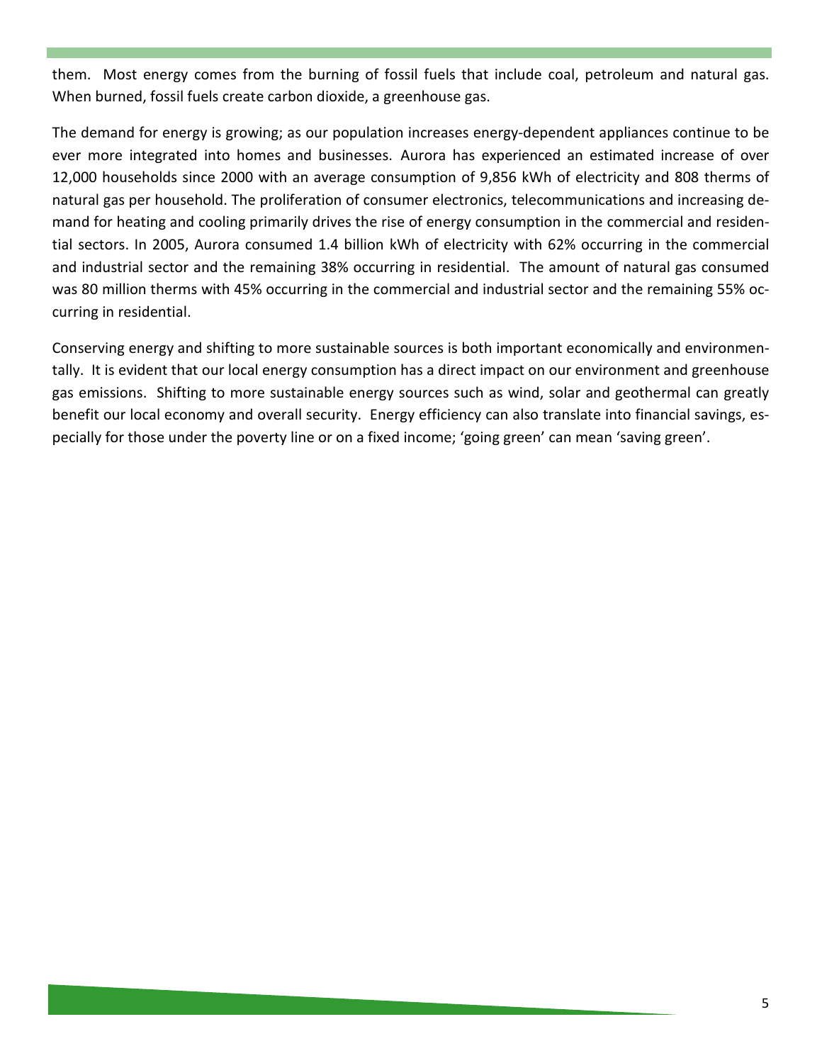them. Most energy comes from the burning of fossil fuels that include coal, petroleum and natural gas. When burned, fossil fuels create carbon dioxide, a greenhouse gas.

The demand for energy is growing; as our population increases energy-dependent appliances continue to be ever more integrated into homes and businesses. Aurora has experienced an estimated increase of over 12,000 households since 2000 with an average consumption of 9,856 kWh of electricity and 808 therms of natural gas per household. The proliferation of consumer electronics, telecommunications and increasing demand for heating and cooling primarily drives the rise of energy consumption in the commercial and residential sectors. In 2005, Aurora consumed 1.4 billion kWh of electricity with 62% occurring in the commercial and industrial sector and the remaining 38% occurring in residential. The amount of natural gas consumed was 80 million therms with 45% occurring in the commercial and industrial sector and the remaining 55% occurring in residential.

Conserving energy and shifting to more sustainable sources is both important economically and environmentally. It is evident that our local energy consumption has a direct impact on our environment and greenhouse gas emissions. Shifting to more sustainable energy sources such as wind, solar and geothermal can greatly benefit our local economy and overall security. Energy efficiency can also translate into financial savings, especially for those under the poverty line or on a fixed income; 'going green' can mean 'saving green'.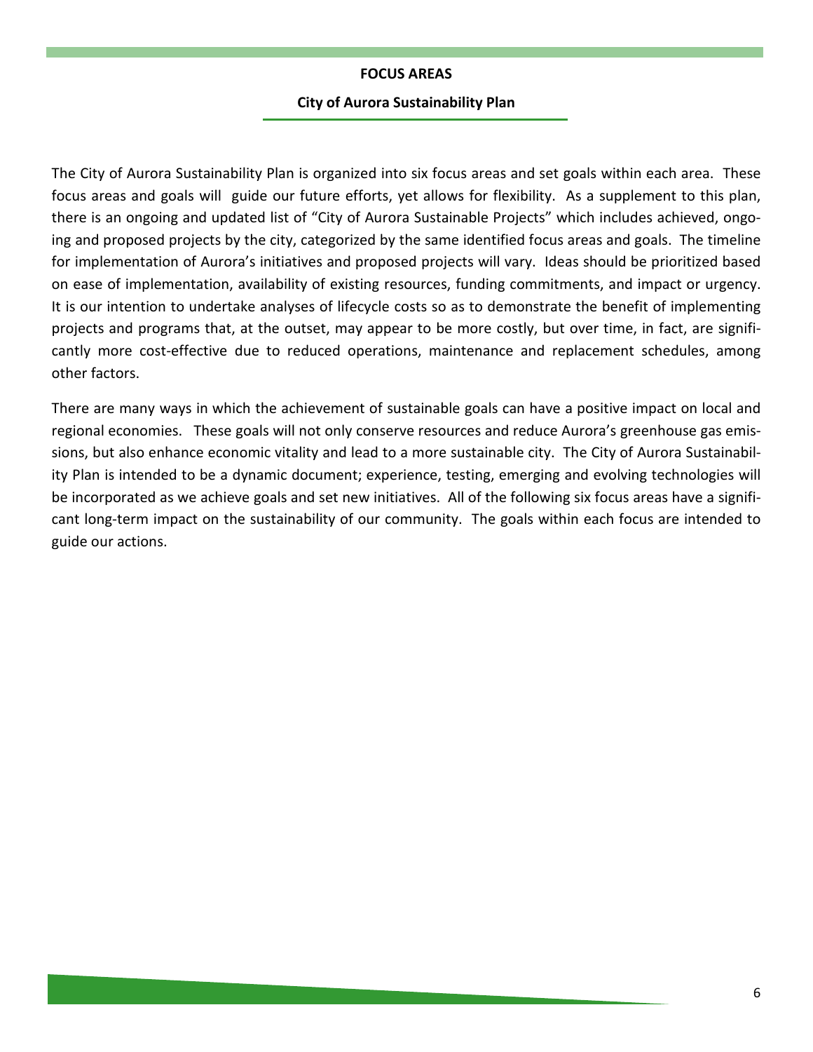# FOCUS AREAS

## City of Aurora Sustainability Plan

The City of Aurora Sustainability Plan is organized into six focus areas and set goals within each area. These focus areas and goals will guide our future efforts, yet allows for flexibility. As a supplement to this plan, there is an ongoing and updated list of "City of Aurora Sustainable Projects" which includes achieved, ongoing and proposed projects by the city, categorized by the same identified focus areas and goals. The timeline for implementation of Aurora's initiatives and proposed projects will vary. Ideas should be prioritized based on ease of implementation, availability of existing resources, funding commitments, and impact or urgency. It is our intention to undertake analyses of lifecycle costs so as to demonstrate the benefit of implementing projects and programs that, at the outset, may appear to be more costly, but over time, in fact, are significantly more cost-effective due to reduced operations, maintenance and replacement schedules, among other factors.

There are many ways in which the achievement of sustainable goals can have a positive impact on local and regional economies. These goals will not only conserve resources and reduce Aurora's greenhouse gas emissions, but also enhance economic vitality and lead to a more sustainable city. The City of Aurora Sustainability Plan is intended to be a dynamic document; experience, testing, emerging and evolving technologies will be incorporated as we achieve goals and set new initiatives. All of the following six focus areas have a significant long-term impact on the sustainability of our community. The goals within each focus are intended to guide our actions.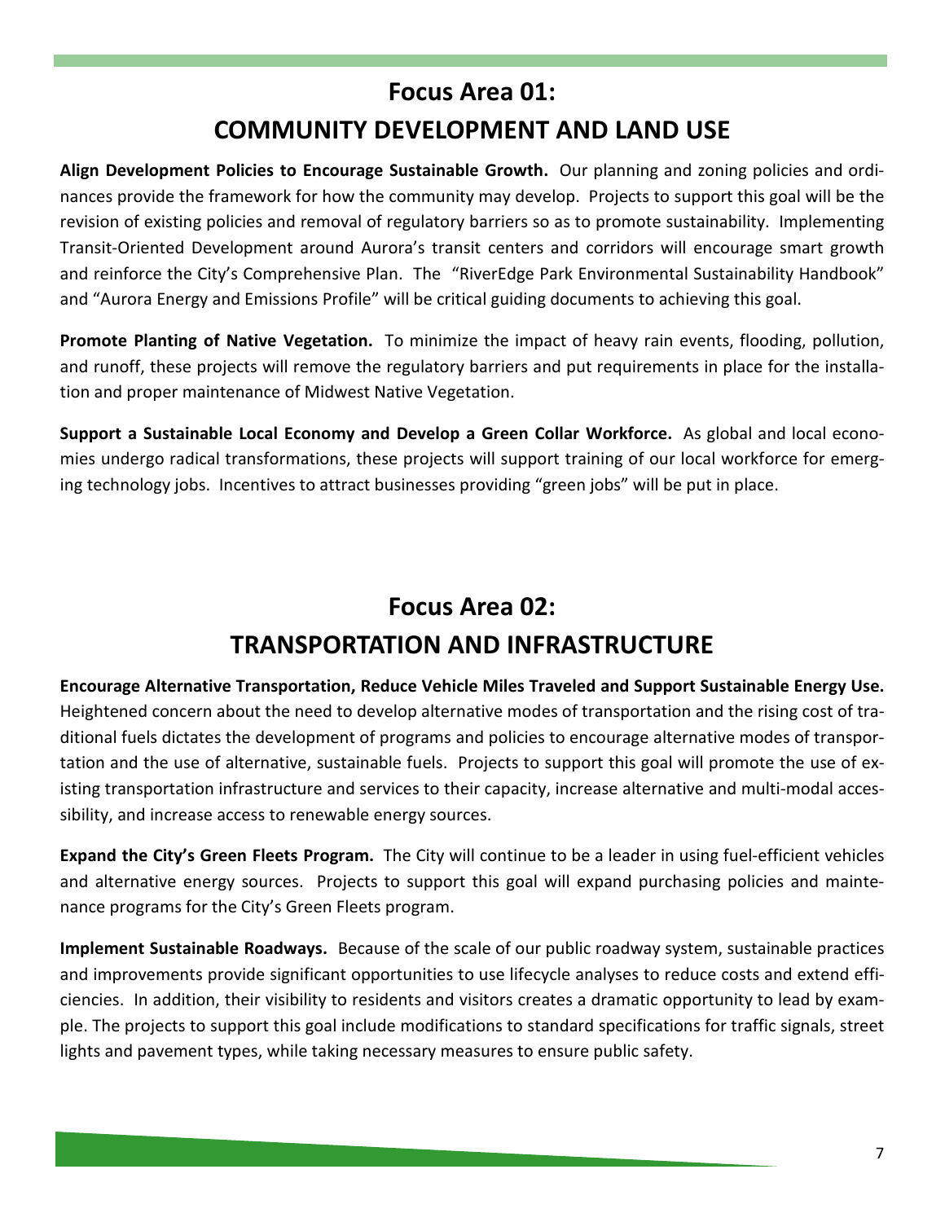# Focus Area 01:
# COMMUNITY DEVELOPMENT AND LAND USE

**Align Development Policies to Encourage Sustainable Growth.** Our planning and zoning policies and ordinances provide the framework for how the community may develop. Projects to support this goal will be the revision of existing policies and removal of regulatory barriers so as to promote sustainability. Implementing Transit-Oriented Development around Aurora's transit centers and corridors will encourage smart growth and reinforce the City's Comprehensive Plan. The "RiverEdge Park Environmental Sustainability Handbook" and "Aurora Energy and Emissions Profile" will be critical guiding documents to achieving this goal.

**Promote Planting of Native Vegetation.** To minimize the impact of heavy rain events, flooding, pollution, and runoff, these projects will remove the regulatory barriers and put requirements in place for the installation and proper maintenance of Midwest Native Vegetation.

**Support a Sustainable Local Economy and Develop a Green Collar Workforce.** As global and local economies undergo radical transformations, these projects will support training of our local workforce for emerging technology jobs. Incentives to attract businesses providing "green jobs" will be put in place.

# Focus Area 02:
# TRANSPORTATION AND INFRASTRUCTURE

**Encourage Alternative Transportation, Reduce Vehicle Miles Traveled and Support Sustainable Energy Use.** Heightened concern about the need to develop alternative modes of transportation and the rising cost of traditional fuels dictates the development of programs and policies to encourage alternative modes of transportation and the use of alternative, sustainable fuels. Projects to support this goal will promote the use of existing transportation infrastructure and services to their capacity, increase alternative and multi-modal accessibility, and increase access to renewable energy sources.

**Expand the City's Green Fleets Program.** The City will continue to be a leader in using fuel-efficient vehicles and alternative energy sources. Projects to support this goal will expand purchasing policies and maintenance programs for the City's Green Fleets program.

**Implement Sustainable Roadways.** Because of the scale of our public roadway system, sustainable practices and improvements provide significant opportunities to use lifecycle analyses to reduce costs and extend efficiencies. In addition, their visibility to residents and visitors creates a dramatic opportunity to lead by example. The projects to support this goal include modifications to standard specifications for traffic signals, street lights and pavement types, while taking necessary measures to ensure public safety.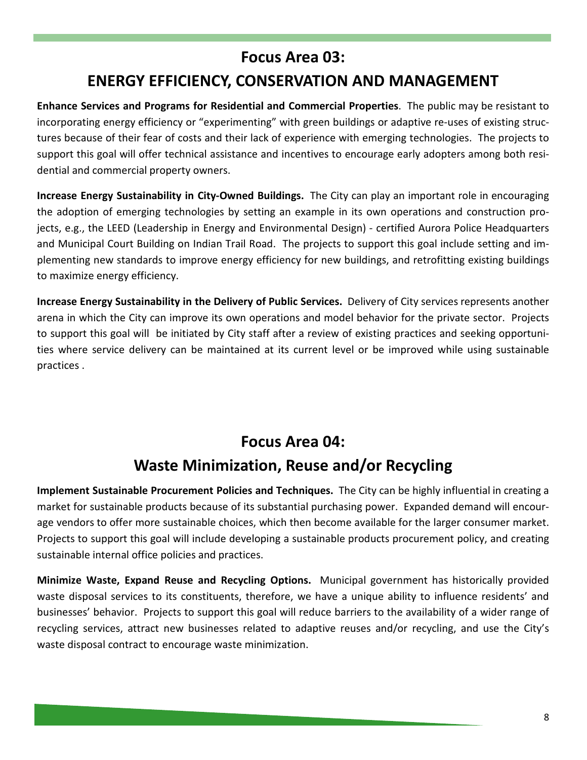## Focus Area 03:

## ENERGY EFFICIENCY, CONSERVATION AND MANAGEMENT

**Enhance Services and Programs for Residential and Commercial Properties**. The public may be resistant to incorporating energy efficiency or "experimenting" with green buildings or adaptive re-uses of existing structures because of their fear of costs and their lack of experience with emerging technologies. The projects to support this goal will offer technical assistance and incentives to encourage early adopters among both residential and commercial property owners.

**Increase Energy Sustainability in City-Owned Buildings.** The City can play an important role in encouraging the adoption of emerging technologies by setting an example in its own operations and construction projects, e.g., the LEED (Leadership in Energy and Environmental Design) - certified Aurora Police Headquarters and Municipal Court Building on Indian Trail Road. The projects to support this goal include setting and implementing new standards to improve energy efficiency for new buildings, and retrofitting existing buildings to maximize energy efficiency.

**Increase Energy Sustainability in the Delivery of Public Services.** Delivery of City services represents another arena in which the City can improve its own operations and model behavior for the private sector. Projects to support this goal will be initiated by City staff after a review of existing practices and seeking opportunities where service delivery can be maintained at its current level or be improved while using sustainable practices .

## Focus Area 04:

## Waste Minimization, Reuse and/or Recycling

**Implement Sustainable Procurement Policies and Techniques.** The City can be highly influential in creating a market for sustainable products because of its substantial purchasing power. Expanded demand will encourage vendors to offer more sustainable choices, which then become available for the larger consumer market. Projects to support this goal will include developing a sustainable products procurement policy, and creating sustainable internal office policies and practices.

**Minimize Waste, Expand Reuse and Recycling Options.** Municipal government has historically provided waste disposal services to its constituents, therefore, we have a unique ability to influence residents' and businesses' behavior. Projects to support this goal will reduce barriers to the availability of a wider range of recycling services, attract new businesses related to adaptive reuses and/or recycling, and use the City's waste disposal contract to encourage waste minimization.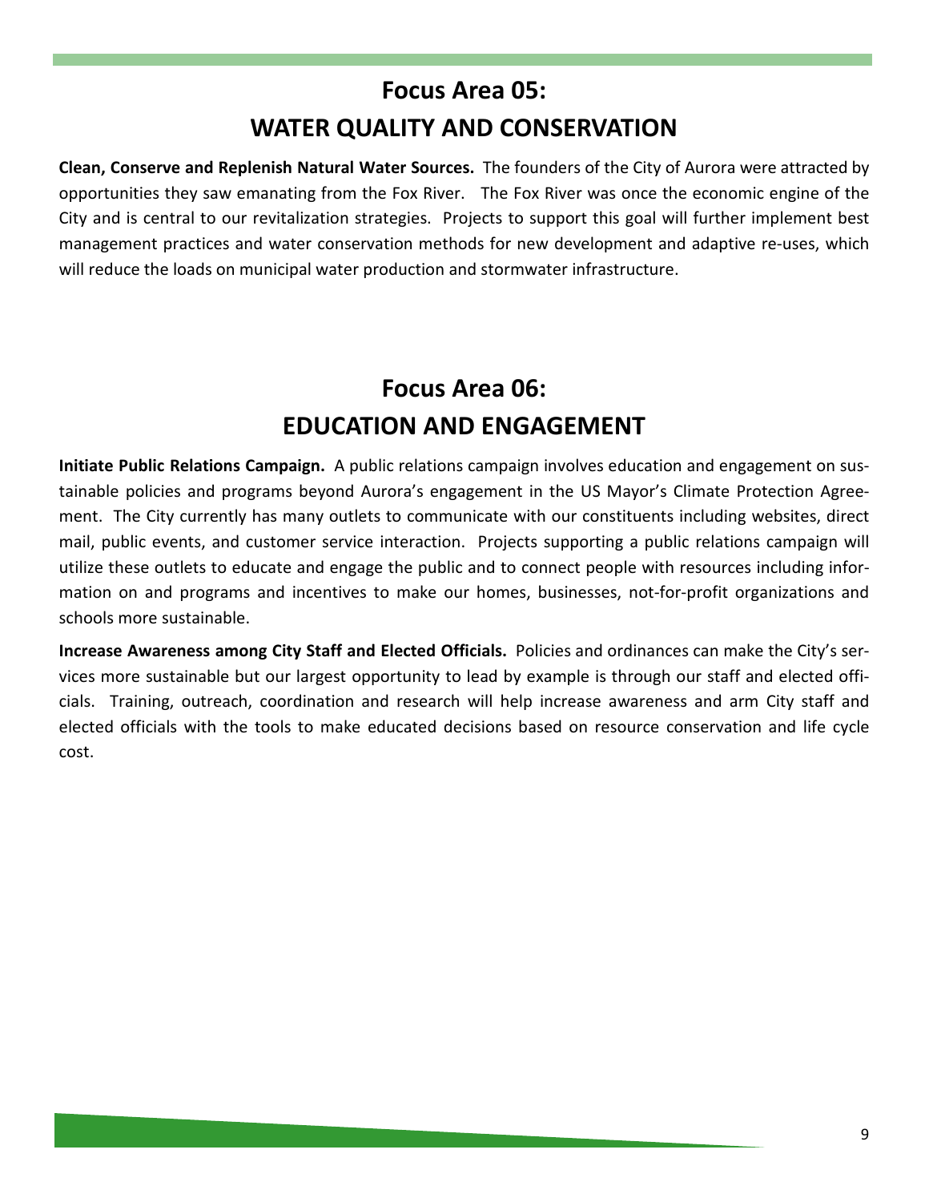# Focus Area 05:
# WATER QUALITY AND CONSERVATION

**Clean, Conserve and Replenish Natural Water Sources.** The founders of the City of Aurora were attracted by opportunities they saw emanating from the Fox River. The Fox River was once the economic engine of the City and is central to our revitalization strategies. Projects to support this goal will further implement best management practices and water conservation methods for new development and adaptive re-uses, which will reduce the loads on municipal water production and stormwater infrastructure.

# Focus Area 06:
# EDUCATION AND ENGAGEMENT

**Initiate Public Relations Campaign.** A public relations campaign involves education and engagement on sustainable policies and programs beyond Aurora's engagement in the US Mayor's Climate Protection Agreement. The City currently has many outlets to communicate with our constituents including websites, direct mail, public events, and customer service interaction. Projects supporting a public relations campaign will utilize these outlets to educate and engage the public and to connect people with resources including information on and programs and incentives to make our homes, businesses, not-for-profit organizations and schools more sustainable.

**Increase Awareness among City Staff and Elected Officials.** Policies and ordinances can make the City's services more sustainable but our largest opportunity to lead by example is through our staff and elected officials. Training, outreach, coordination and research will help increase awareness and arm City staff and elected officials with the tools to make educated decisions based on resource conservation and life cycle cost.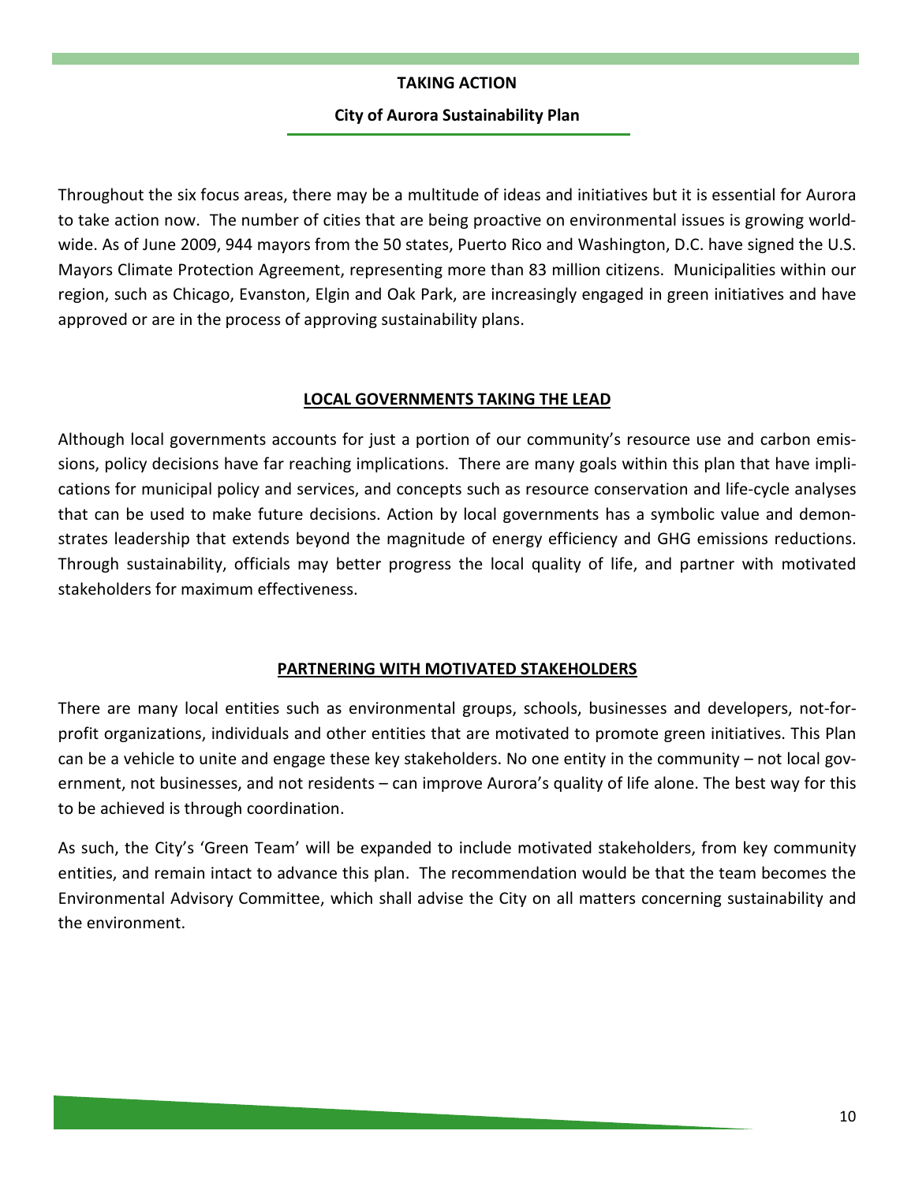# TAKING ACTION

## City of Aurora Sustainability Plan

Throughout the six focus areas, there may be a multitude of ideas and initiatives but it is essential for Aurora to take action now. The number of cities that are being proactive on environmental issues is growing worldwide. As of June 2009, 944 mayors from the 50 states, Puerto Rico and Washington, D.C. have signed the U.S. Mayors Climate Protection Agreement, representing more than 83 million citizens. Municipalities within our region, such as Chicago, Evanston, Elgin and Oak Park, are increasingly engaged in green initiatives and have approved or are in the process of approving sustainability plans.

### LOCAL GOVERNMENTS TAKING THE LEAD

Although local governments accounts for just a portion of our community's resource use and carbon emissions, policy decisions have far reaching implications. There are many goals within this plan that have implications for municipal policy and services, and concepts such as resource conservation and life-cycle analyses that can be used to make future decisions. Action by local governments has a symbolic value and demonstrates leadership that extends beyond the magnitude of energy efficiency and GHG emissions reductions. Through sustainability, officials may better progress the local quality of life, and partner with motivated stakeholders for maximum effectiveness.

### PARTNERING WITH MOTIVATED STAKEHOLDERS

There are many local entities such as environmental groups, schools, businesses and developers, not-for-profit organizations, individuals and other entities that are motivated to promote green initiatives. This Plan can be a vehicle to unite and engage these key stakeholders. No one entity in the community – not local government, not businesses, and not residents – can improve Aurora's quality of life alone. The best way for this to be achieved is through coordination.

As such, the City's 'Green Team' will be expanded to include motivated stakeholders, from key community entities, and remain intact to advance this plan. The recommendation would be that the team becomes the Environmental Advisory Committee, which shall advise the City on all matters concerning sustainability and the environment.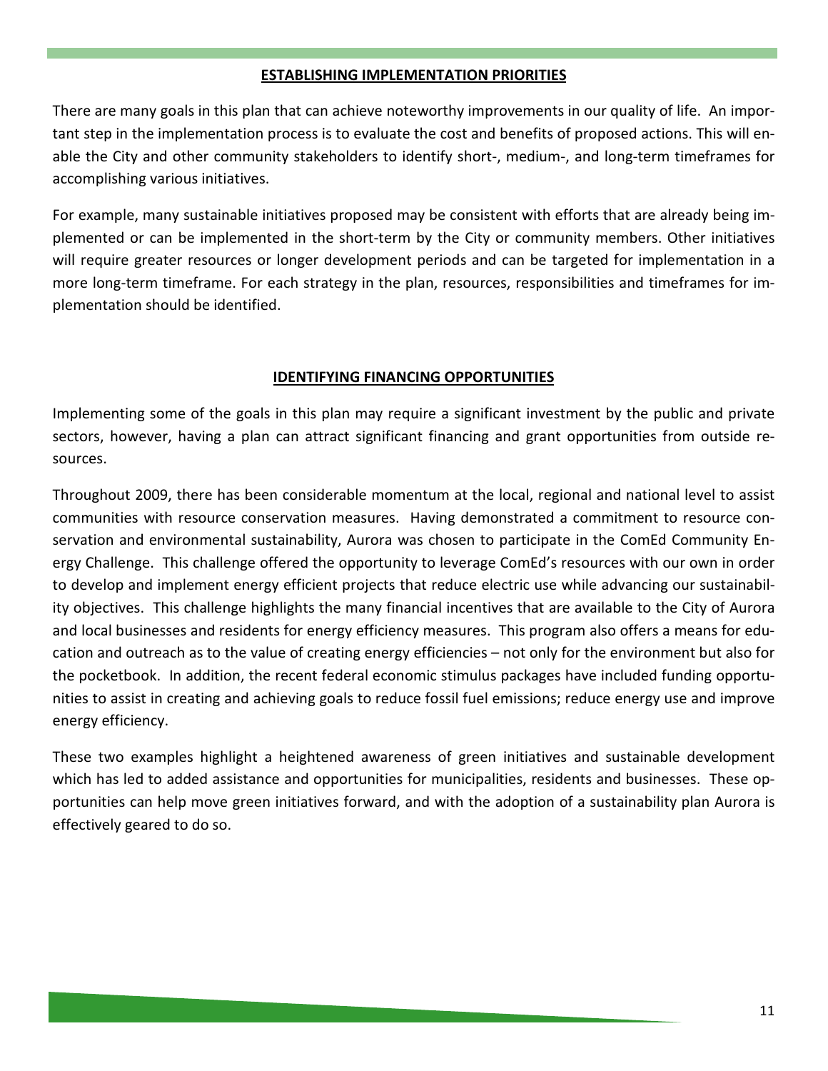## ESTABLISHING IMPLEMENTATION PRIORITIES

There are many goals in this plan that can achieve noteworthy improvements in our quality of life. An important step in the implementation process is to evaluate the cost and benefits of proposed actions. This will enable the City and other community stakeholders to identify short-, medium-, and long-term timeframes for accomplishing various initiatives.

For example, many sustainable initiatives proposed may be consistent with efforts that are already being implemented or can be implemented in the short-term by the City or community members. Other initiatives will require greater resources or longer development periods and can be targeted for implementation in a more long-term timeframe. For each strategy in the plan, resources, responsibilities and timeframes for implementation should be identified.

## IDENTIFYING FINANCING OPPORTUNITIES

Implementing some of the goals in this plan may require a significant investment by the public and private sectors, however, having a plan can attract significant financing and grant opportunities from outside resources.

Throughout 2009, there has been considerable momentum at the local, regional and national level to assist communities with resource conservation measures. Having demonstrated a commitment to resource conservation and environmental sustainability, Aurora was chosen to participate in the ComEd Community Energy Challenge. This challenge offered the opportunity to leverage ComEd's resources with our own in order to develop and implement energy efficient projects that reduce electric use while advancing our sustainability objectives. This challenge highlights the many financial incentives that are available to the City of Aurora and local businesses and residents for energy efficiency measures. This program also offers a means for education and outreach as to the value of creating energy efficiencies – not only for the environment but also for the pocketbook. In addition, the recent federal economic stimulus packages have included funding opportunities to assist in creating and achieving goals to reduce fossil fuel emissions; reduce energy use and improve energy efficiency.

These two examples highlight a heightened awareness of green initiatives and sustainable development which has led to added assistance and opportunities for municipalities, residents and businesses. These opportunities can help move green initiatives forward, and with the adoption of a sustainability plan Aurora is effectively geared to do so.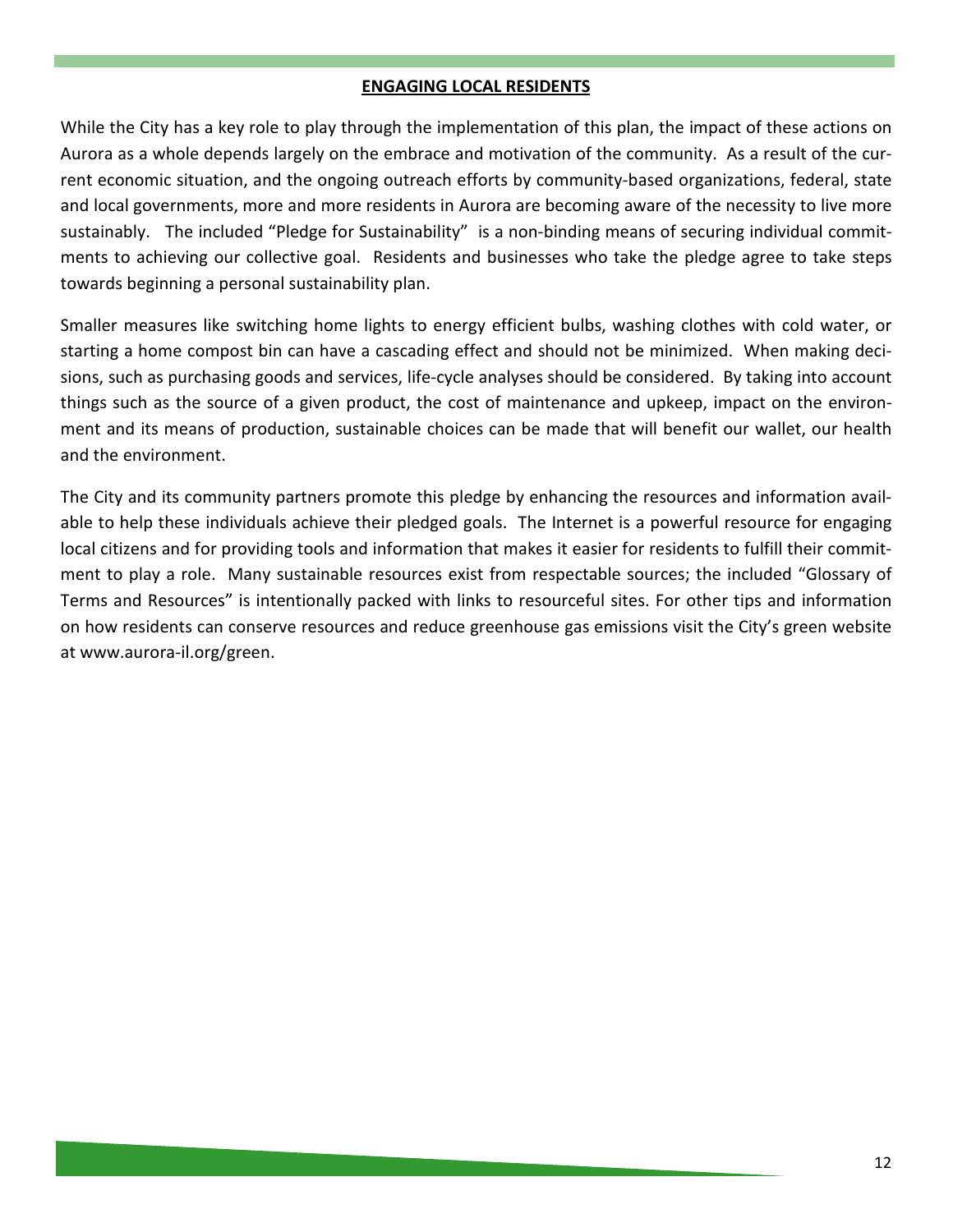## ENGAGING LOCAL RESIDENTS

While the City has a key role to play through the implementation of this plan, the impact of these actions on Aurora as a whole depends largely on the embrace and motivation of the community. As a result of the current economic situation, and the ongoing outreach efforts by community-based organizations, federal, state and local governments, more and more residents in Aurora are becoming aware of the necessity to live more sustainably. The included "Pledge for Sustainability" is a non-binding means of securing individual commitments to achieving our collective goal. Residents and businesses who take the pledge agree to take steps towards beginning a personal sustainability plan.

Smaller measures like switching home lights to energy efficient bulbs, washing clothes with cold water, or starting a home compost bin can have a cascading effect and should not be minimized. When making decisions, such as purchasing goods and services, life-cycle analyses should be considered. By taking into account things such as the source of a given product, the cost of maintenance and upkeep, impact on the environment and its means of production, sustainable choices can be made that will benefit our wallet, our health and the environment.

The City and its community partners promote this pledge by enhancing the resources and information available to help these individuals achieve their pledged goals. The Internet is a powerful resource for engaging local citizens and for providing tools and information that makes it easier for residents to fulfill their commitment to play a role. Many sustainable resources exist from respectable sources; the included "Glossary of Terms and Resources" is intentionally packed with links to resourceful sites. For other tips and information on how residents can conserve resources and reduce greenhouse gas emissions visit the City's green website at www.aurora-il.org/green.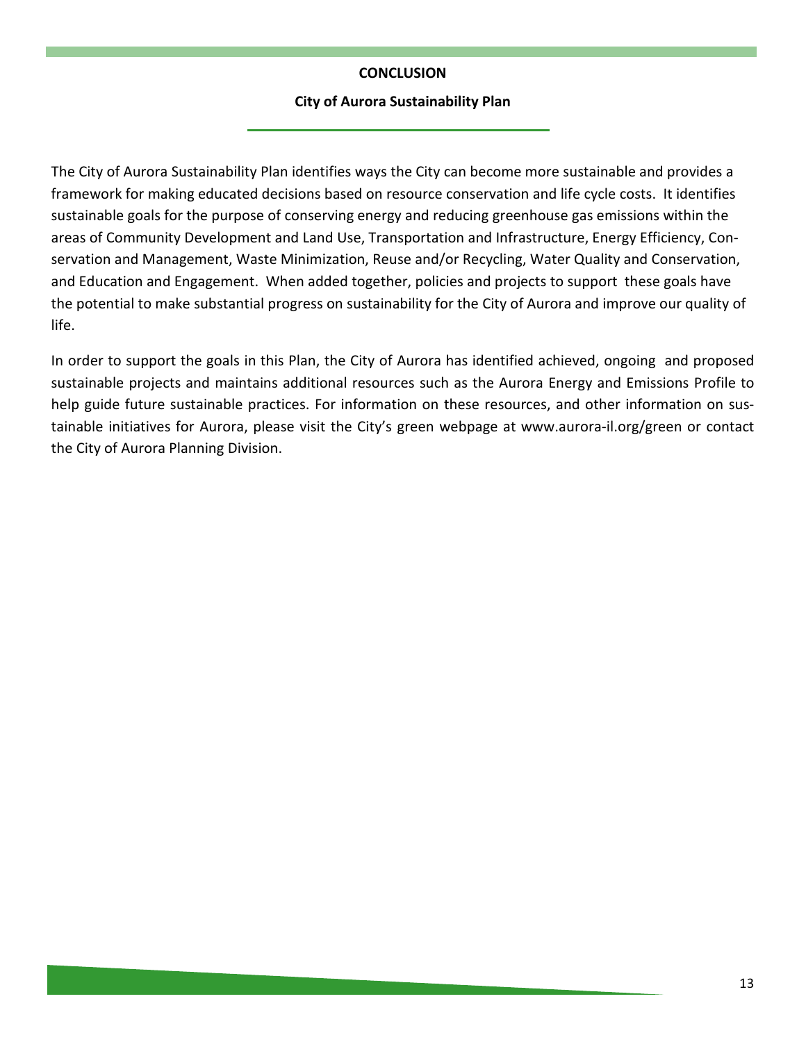## CONCLUSION

### City of Aurora Sustainability Plan

The City of Aurora Sustainability Plan identifies ways the City can become more sustainable and provides a framework for making educated decisions based on resource conservation and life cycle costs. It identifies sustainable goals for the purpose of conserving energy and reducing greenhouse gas emissions within the areas of Community Development and Land Use, Transportation and Infrastructure, Energy Efficiency, Conservation and Management, Waste Minimization, Reuse and/or Recycling, Water Quality and Conservation, and Education and Engagement. When added together, policies and projects to support these goals have the potential to make substantial progress on sustainability for the City of Aurora and improve our quality of life.

In order to support the goals in this Plan, the City of Aurora has identified achieved, ongoing and proposed sustainable projects and maintains additional resources such as the Aurora Energy and Emissions Profile to help guide future sustainable practices. For information on these resources, and other information on sustainable initiatives for Aurora, please visit the City's green webpage at www.aurora-il.org/green or contact the City of Aurora Planning Division.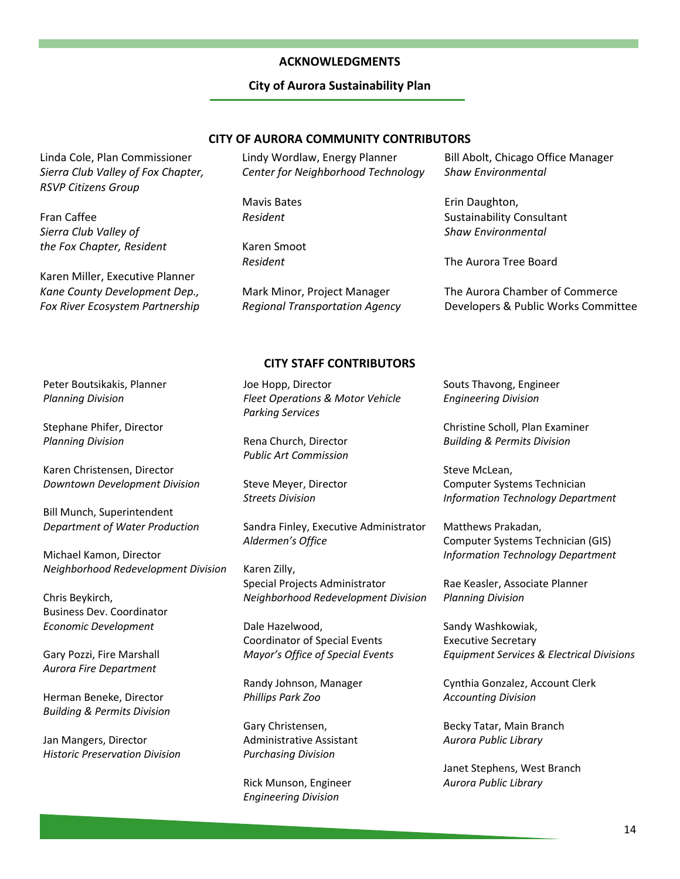## ACKNOWLEDGMENTS

### City of Aurora Sustainability Plan

### CITY OF AURORA COMMUNITY CONTRIBUTORS

Linda Cole, Plan Commissioner
*Sierra Club Valley of Fox Chapter, RSVP Citizens Group*

Fran Caffee
*Sierra Club Valley of the Fox Chapter, Resident*

Karen Miller, Executive Planner
*Kane County Development Dep., Fox River Ecosystem Partnership*

Lindy Wordlaw, Energy Planner
*Center for Neighborhood Technology*

Mavis Bates
*Resident*

Karen Smoot
*Resident*

Mark Minor, Project Manager
*Regional Transportation Agency*

Bill Abolt, Chicago Office Manager
*Shaw Environmental*

Erin Daughton, Sustainability Consultant
*Shaw Environmental*

The Aurora Tree Board

The Aurora Chamber of Commerce Developers & Public Works Committee

### CITY STAFF CONTRIBUTORS

Peter Boutsikakis, Planner
*Planning Division*

Stephane Phifer, Director
*Planning Division*

Karen Christensen, Director
*Downtown Development Division*

Bill Munch, Superintendent
*Department of Water Production*

Michael Kamon, Director
*Neighborhood Redevelopment Division*

Chris Beykirch, Business Dev. Coordinator
*Economic Development*

Gary Pozzi, Fire Marshall
*Aurora Fire Department*

Herman Beneke, Director
*Building & Permits Division*

Jan Mangers, Director
*Historic Preservation Division*

Joe Hopp, Director
*Fleet Operations & Motor Vehicle Parking Services*

Rena Church, Director
*Public Art Commission*

Steve Meyer, Director
*Streets Division*

Sandra Finley, Executive Administrator
*Aldermen's Office*

Karen Zilly, Special Projects Administrator
*Neighborhood Redevelopment Division*

Dale Hazelwood, Coordinator of Special Events
*Mayor's Office of Special Events*

Randy Johnson, Manager
*Phillips Park Zoo*

Gary Christensen, Administrative Assistant
*Purchasing Division*

Rick Munson, Engineer
*Engineering Division*

Souts Thavong, Engineer
*Engineering Division*

Christine Scholl, Plan Examiner
*Building & Permits Division*

Steve McLean, Computer Systems Technician
*Information Technology Department*

Matthews Prakadan, Computer Systems Technician (GIS)
*Information Technology Department*

Rae Keasler, Associate Planner
*Planning Division*

Sandy Washkowiak, Executive Secretary
*Equipment Services & Electrical Divisions*

Cynthia Gonzalez, Account Clerk
*Accounting Division*

Becky Tatar, Main Branch
*Aurora Public Library*

Janet Stephens, West Branch
*Aurora Public Library*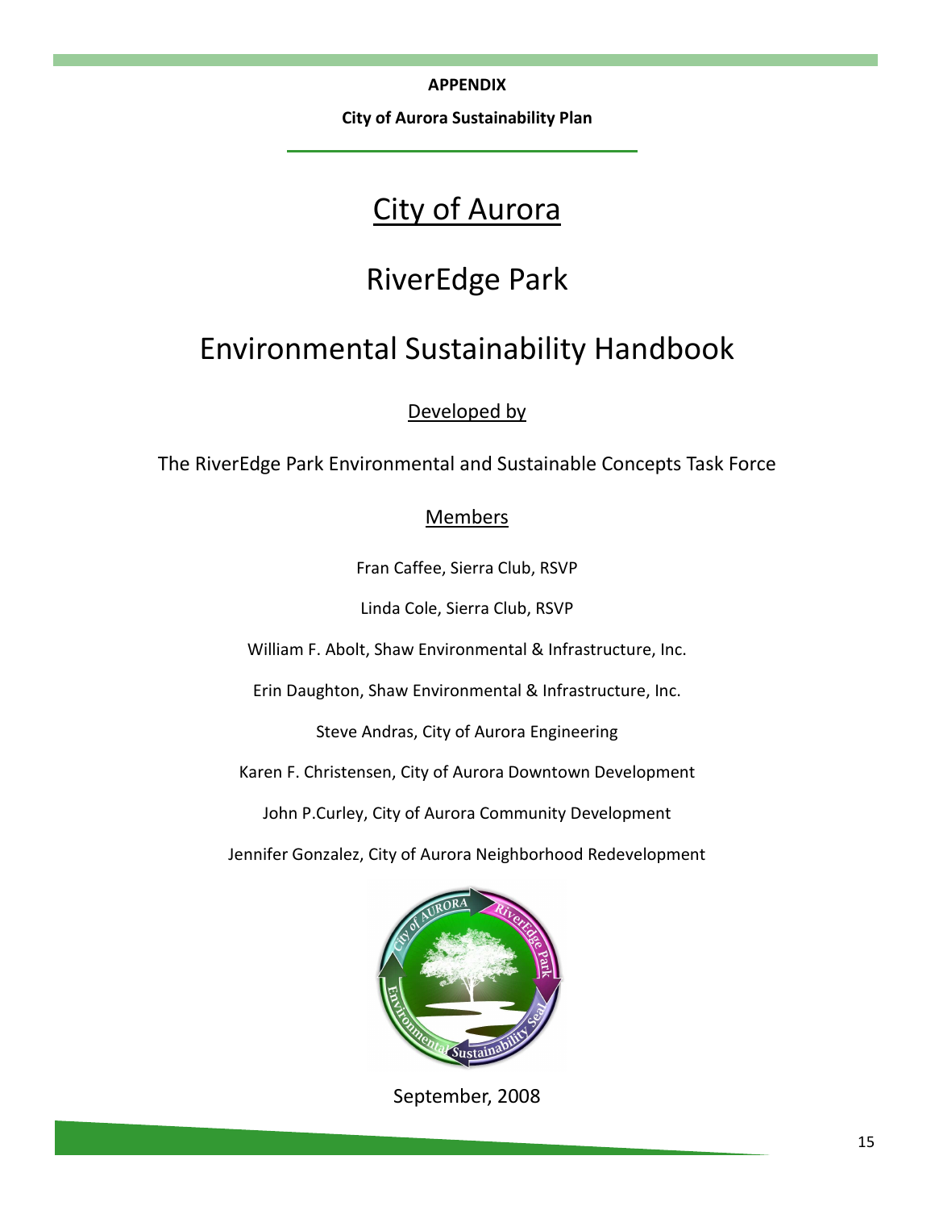**APPENDIX**

**City of Aurora Sustainability Plan**

# City of Aurora

# RiverEdge Park

# Environmental Sustainability Handbook

Developed by

The RiverEdge Park Environmental and Sustainable Concepts Task Force

Members

Fran Caffee, Sierra Club, RSVP

Linda Cole, Sierra Club, RSVP

William F. Abolt, Shaw Environmental & Infrastructure, Inc.

Erin Daughton, Shaw Environmental & Infrastructure, Inc.

Steve Andras, City of Aurora Engineering

Karen F. Christensen, City of Aurora Downtown Development

John P.Curley, City of Aurora Community Development

Jennifer Gonzalez, City of Aurora Neighborhood Redevelopment

September, 2008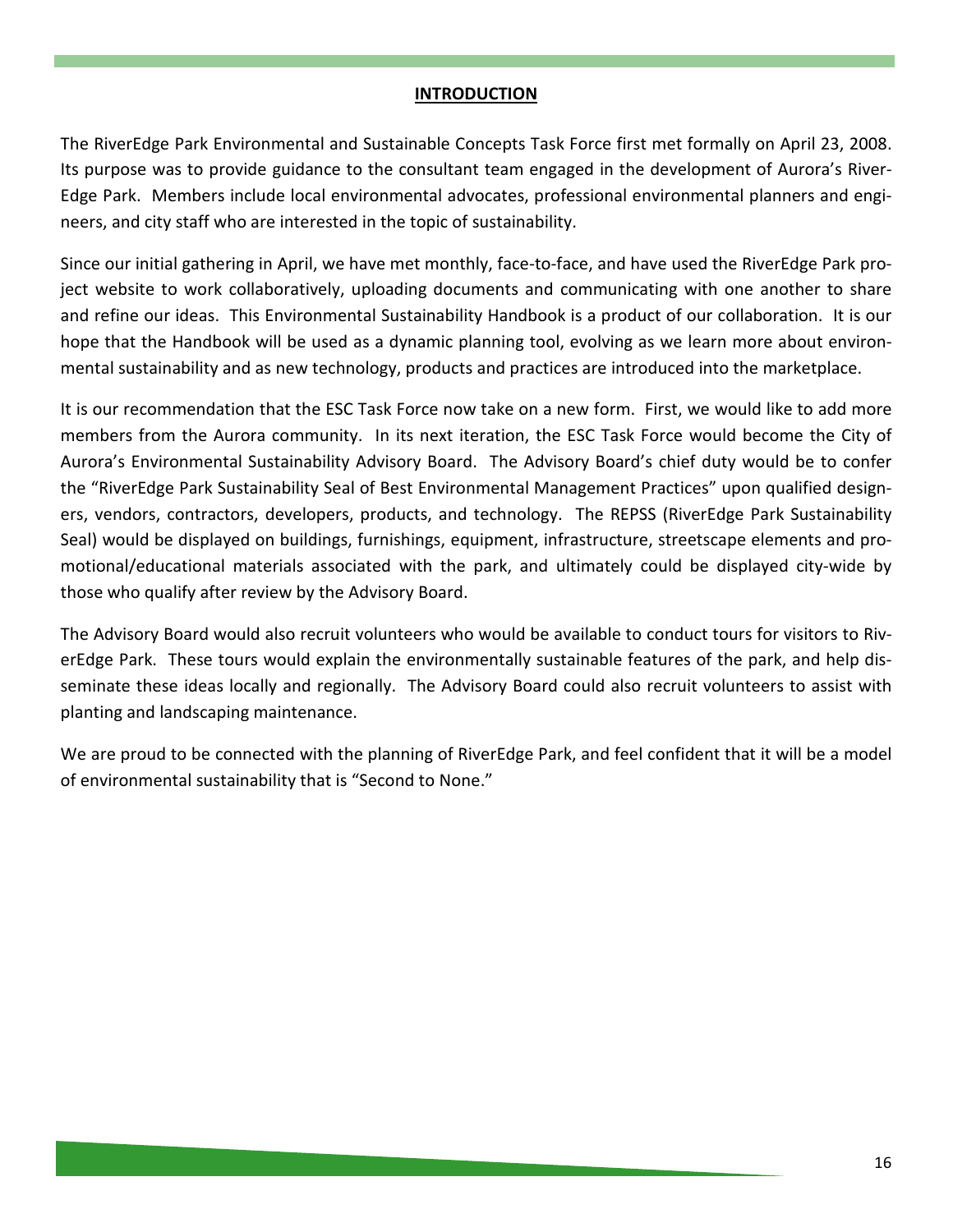## INTRODUCTION

The RiverEdge Park Environmental and Sustainable Concepts Task Force first met formally on April 23, 2008. Its purpose was to provide guidance to the consultant team engaged in the development of Aurora's River-Edge Park. Members include local environmental advocates, professional environmental planners and engineers, and city staff who are interested in the topic of sustainability.

Since our initial gathering in April, we have met monthly, face-to-face, and have used the RiverEdge Park project website to work collaboratively, uploading documents and communicating with one another to share and refine our ideas. This Environmental Sustainability Handbook is a product of our collaboration. It is our hope that the Handbook will be used as a dynamic planning tool, evolving as we learn more about environmental sustainability and as new technology, products and practices are introduced into the marketplace.

It is our recommendation that the ESC Task Force now take on a new form. First, we would like to add more members from the Aurora community. In its next iteration, the ESC Task Force would become the City of Aurora's Environmental Sustainability Advisory Board. The Advisory Board's chief duty would be to confer the "RiverEdge Park Sustainability Seal of Best Environmental Management Practices" upon qualified designers, vendors, contractors, developers, products, and technology. The REPSS (RiverEdge Park Sustainability Seal) would be displayed on buildings, furnishings, equipment, infrastructure, streetscape elements and promotional/educational materials associated with the park, and ultimately could be displayed city-wide by those who qualify after review by the Advisory Board.

The Advisory Board would also recruit volunteers who would be available to conduct tours for visitors to RiverEdge Park. These tours would explain the environmentally sustainable features of the park, and help disseminate these ideas locally and regionally. The Advisory Board could also recruit volunteers to assist with planting and landscaping maintenance.

We are proud to be connected with the planning of RiverEdge Park, and feel confident that it will be a model of environmental sustainability that is "Second to None."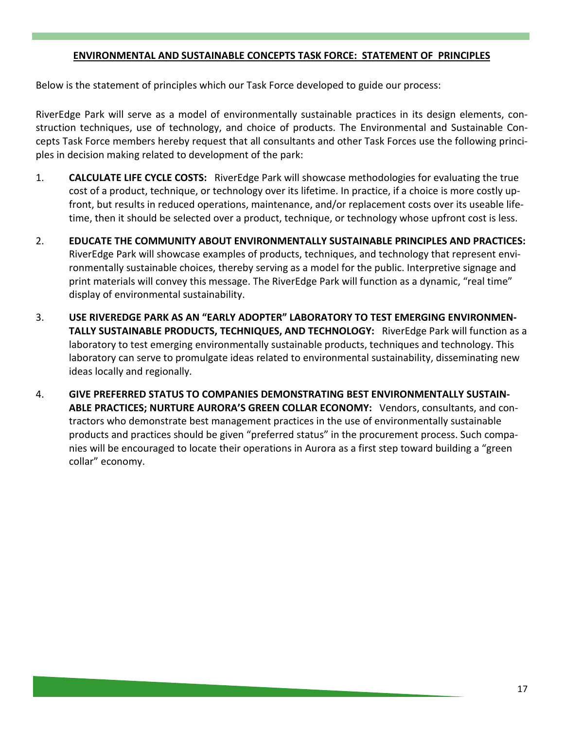## ENVIRONMENTAL AND SUSTAINABLE CONCEPTS TASK FORCE: STATEMENT OF PRINCIPLES

Below is the statement of principles which our Task Force developed to guide our process:

RiverEdge Park will serve as a model of environmentally sustainable practices in its design elements, construction techniques, use of technology, and choice of products. The Environmental and Sustainable Concepts Task Force members hereby request that all consultants and other Task Forces use the following principles in decision making related to development of the park:

1. **CALCULATE LIFE CYCLE COSTS:** RiverEdge Park will showcase methodologies for evaluating the true cost of a product, technique, or technology over its lifetime. In practice, if a choice is more costly upfront, but results in reduced operations, maintenance, and/or replacement costs over its useable lifetime, then it should be selected over a product, technique, or technology whose upfront cost is less.

2. **EDUCATE THE COMMUNITY ABOUT ENVIRONMENTALLY SUSTAINABLE PRINCIPLES AND PRACTICES:** RiverEdge Park will showcase examples of products, techniques, and technology that represent environmentally sustainable choices, thereby serving as a model for the public. Interpretive signage and print materials will convey this message. The RiverEdge Park will function as a dynamic, "real time" display of environmental sustainability.

3. **USE RIVEREDGE PARK AS AN "EARLY ADOPTER" LABORATORY TO TEST EMERGING ENVIRONMENTALLY SUSTAINABLE PRODUCTS, TECHNIQUES, AND TECHNOLOGY:** RiverEdge Park will function as a laboratory to test emerging environmentally sustainable products, techniques and technology. This laboratory can serve to promulgate ideas related to environmental sustainability, disseminating new ideas locally and regionally.

4. **GIVE PREFERRED STATUS TO COMPANIES DEMONSTRATING BEST ENVIRONMENTALLY SUSTAINABLE PRACTICES; NURTURE AURORA'S GREEN COLLAR ECONOMY:** Vendors, consultants, and contractors who demonstrate best management practices in the use of environmentally sustainable products and practices should be given "preferred status" in the procurement process. Such companies will be encouraged to locate their operations in Aurora as a first step toward building a "green collar" economy.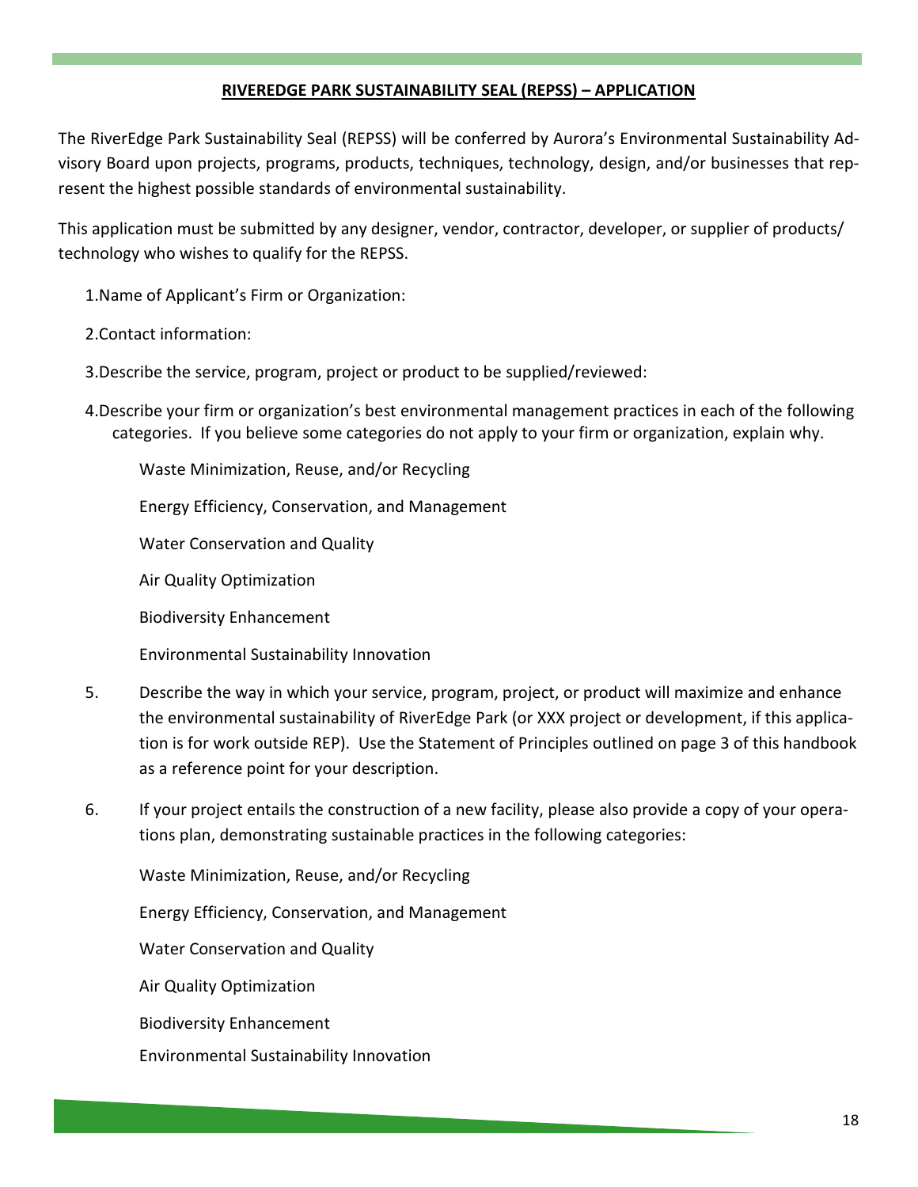## RIVEREDGE PARK SUSTAINABILITY SEAL (REPSS) – APPLICATION

The RiverEdge Park Sustainability Seal (REPSS) will be conferred by Aurora's Environmental Sustainability Advisory Board upon projects, programs, products, techniques, technology, design, and/or businesses that represent the highest possible standards of environmental sustainability.

This application must be submitted by any designer, vendor, contractor, developer, or supplier of products/ technology who wishes to qualify for the REPSS.

1. Name of Applicant's Firm or Organization:

2. Contact information:

3. Describe the service, program, project or product to be supplied/reviewed:

4. Describe your firm or organization's best environmental management practices in each of the following categories. If you believe some categories do not apply to your firm or organization, explain why.

   Waste Minimization, Reuse, and/or Recycling

   Energy Efficiency, Conservation, and Management

   Water Conservation and Quality

   Air Quality Optimization

   Biodiversity Enhancement

   Environmental Sustainability Innovation

5. Describe the way in which your service, program, project, or product will maximize and enhance the environmental sustainability of RiverEdge Park (or XXX project or development, if this application is for work outside REP). Use the Statement of Principles outlined on page 3 of this handbook as a reference point for your description.

6. If your project entails the construction of a new facility, please also provide a copy of your operations plan, demonstrating sustainable practices in the following categories:

   Waste Minimization, Reuse, and/or Recycling

   Energy Efficiency, Conservation, and Management

   Water Conservation and Quality

   Air Quality Optimization

   Biodiversity Enhancement

   Environmental Sustainability Innovation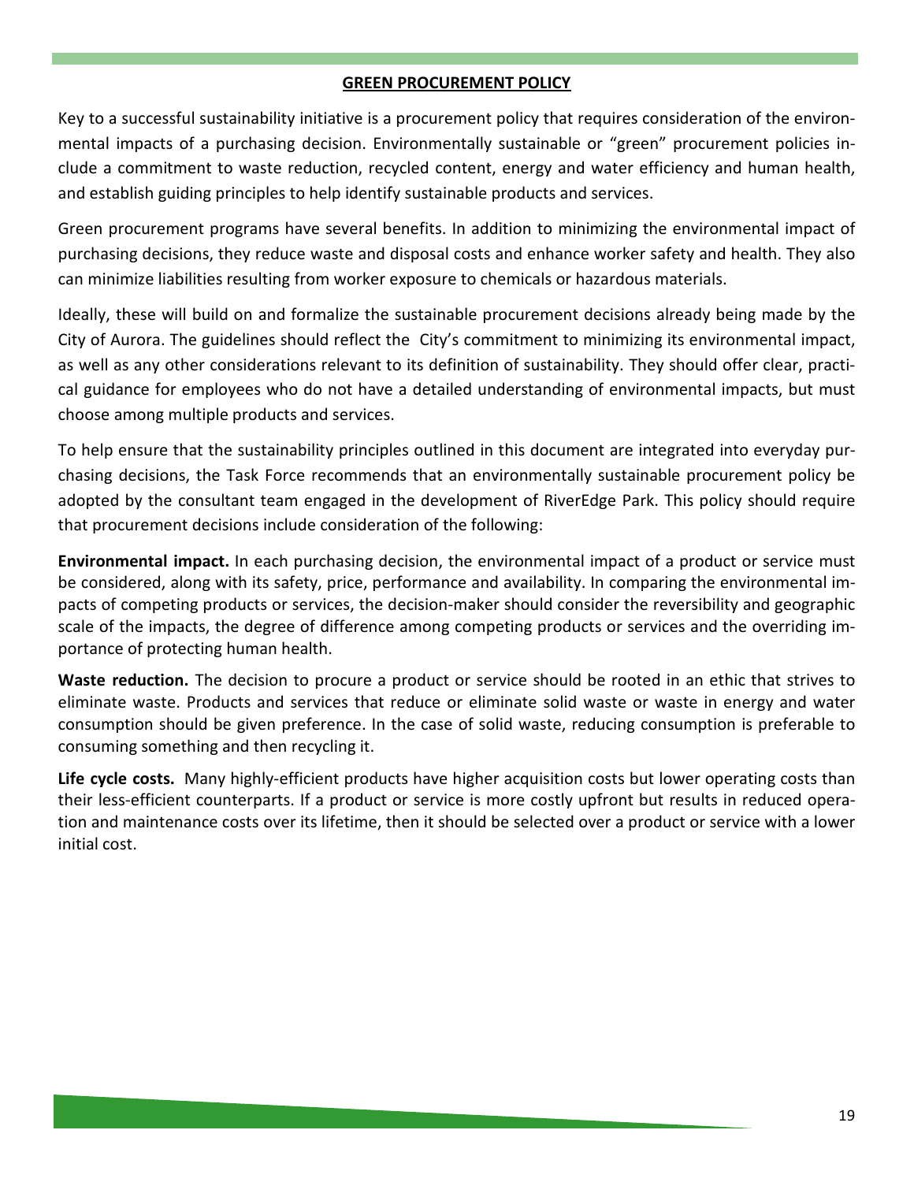## GREEN PROCUREMENT POLICY

Key to a successful sustainability initiative is a procurement policy that requires consideration of the environmental impacts of a purchasing decision. Environmentally sustainable or "green" procurement policies include a commitment to waste reduction, recycled content, energy and water efficiency and human health, and establish guiding principles to help identify sustainable products and services.

Green procurement programs have several benefits. In addition to minimizing the environmental impact of purchasing decisions, they reduce waste and disposal costs and enhance worker safety and health. They also can minimize liabilities resulting from worker exposure to chemicals or hazardous materials.

Ideally, these will build on and formalize the sustainable procurement decisions already being made by the City of Aurora. The guidelines should reflect the City's commitment to minimizing its environmental impact, as well as any other considerations relevant to its definition of sustainability. They should offer clear, practical guidance for employees who do not have a detailed understanding of environmental impacts, but must choose among multiple products and services.

To help ensure that the sustainability principles outlined in this document are integrated into everyday purchasing decisions, the Task Force recommends that an environmentally sustainable procurement policy be adopted by the consultant team engaged in the development of RiverEdge Park. This policy should require that procurement decisions include consideration of the following:

**Environmental impact.** In each purchasing decision, the environmental impact of a product or service must be considered, along with its safety, price, performance and availability. In comparing the environmental impacts of competing products or services, the decision-maker should consider the reversibility and geographic scale of the impacts, the degree of difference among competing products or services and the overriding importance of protecting human health.

**Waste reduction.** The decision to procure a product or service should be rooted in an ethic that strives to eliminate waste. Products and services that reduce or eliminate solid waste or waste in energy and water consumption should be given preference. In the case of solid waste, reducing consumption is preferable to consuming something and then recycling it.

**Life cycle costs.** Many highly-efficient products have higher acquisition costs but lower operating costs than their less-efficient counterparts. If a product or service is more costly upfront but results in reduced operation and maintenance costs over its lifetime, then it should be selected over a product or service with a lower initial cost.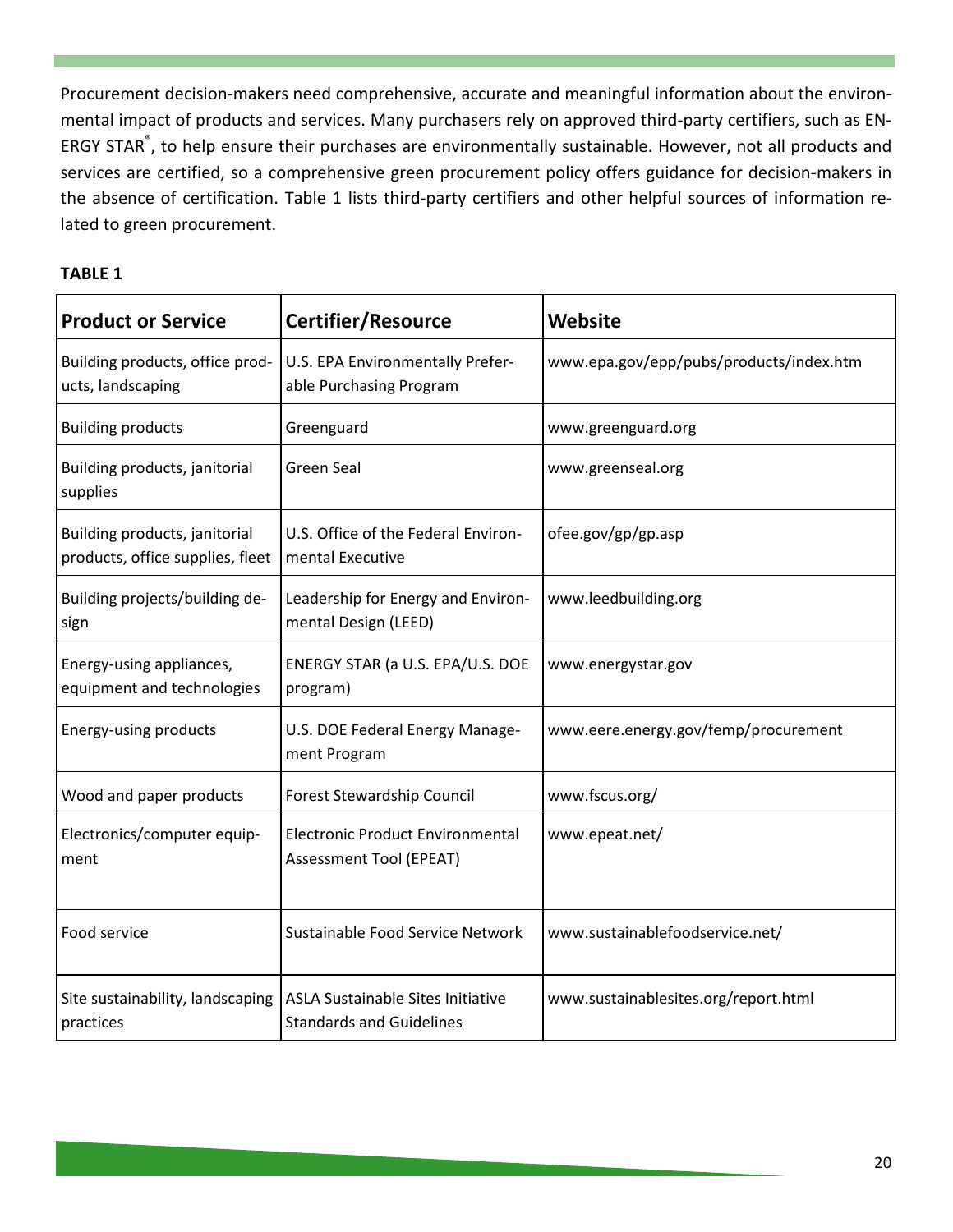Procurement decision-makers need comprehensive, accurate and meaningful information about the environmental impact of products and services. Many purchasers rely on approved third-party certifiers, such as ENERGY STAR®, to help ensure their purchases are environmentally sustainable. However, not all products and services are certified, so a comprehensive green procurement policy offers guidance for decision-makers in the absence of certification. Table 1 lists third-party certifiers and other helpful sources of information related to green procurement.

**TABLE 1**

| Product or Service | Certifier/Resource | Website |
|---|---|---|
| Building products, office products, landscaping | U.S. EPA Environmentally Preferable Purchasing Program | www.epa.gov/epp/pubs/products/index.htm |
| Building products | Greenguard | www.greenguard.org |
| Building products, janitorial supplies | Green Seal | www.greenseal.org |
| Building products, janitorial products, office supplies, fleet | U.S. Office of the Federal Environmental Executive | ofee.gov/gp/gp.asp |
| Building projects/building design | Leadership for Energy and Environmental Design (LEED) | www.leedbuilding.org |
| Energy-using appliances, equipment and technologies | ENERGY STAR (a U.S. EPA/U.S. DOE program) | www.energystar.gov |
| Energy-using products | U.S. DOE Federal Energy Management Program | www.eere.energy.gov/femp/procurement |
| Wood and paper products | Forest Stewardship Council | www.fscus.org/ |
| Electronics/computer equipment | Electronic Product Environmental Assessment Tool (EPEAT) | www.epeat.net/ |
| Food service | Sustainable Food Service Network | www.sustainablefoodservice.net/ |
| Site sustainability, landscaping practices | ASLA Sustainable Sites Initiative Standards and Guidelines | www.sustainablesites.org/report.html |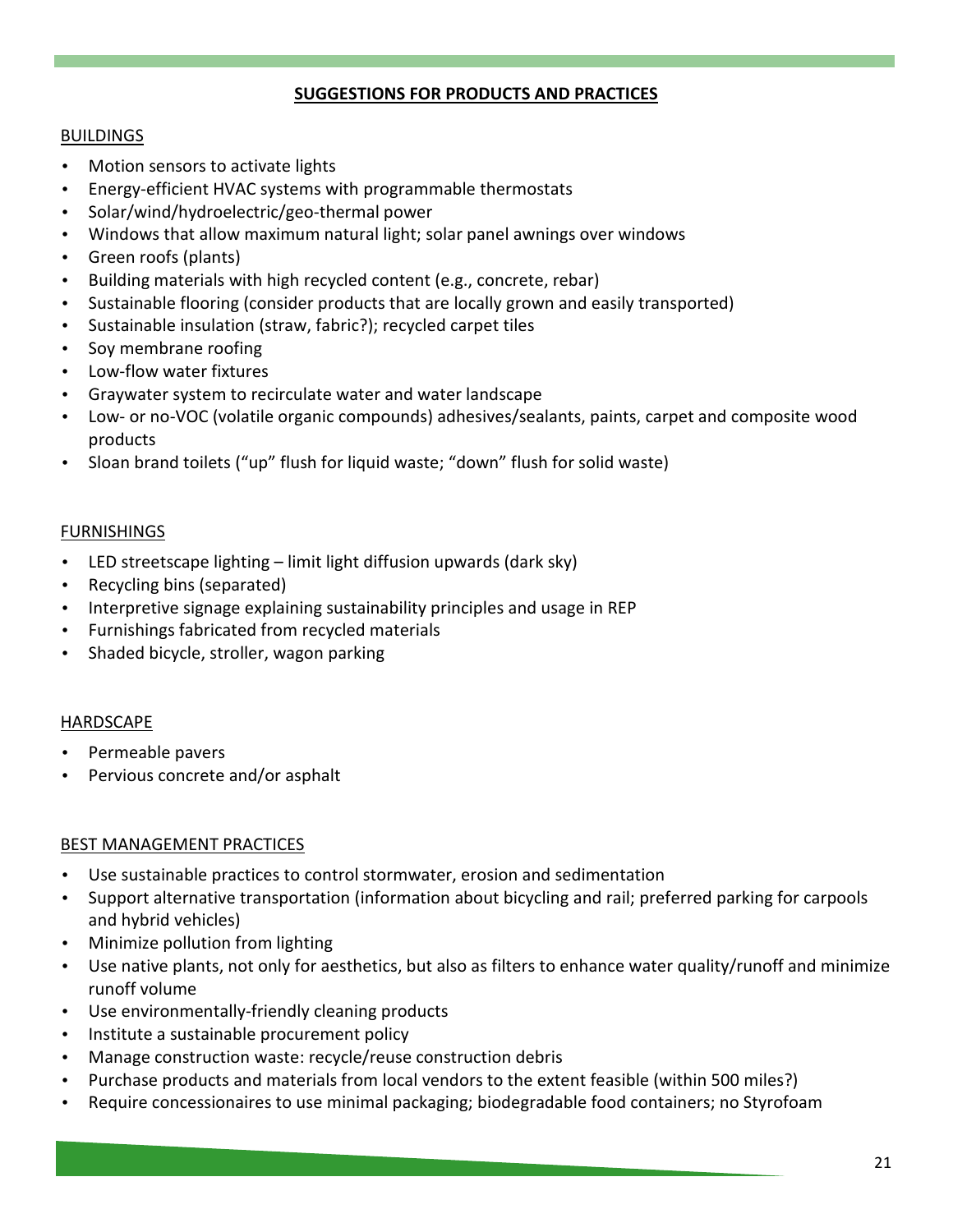## SUGGESTIONS FOR PRODUCTS AND PRACTICES

### BUILDINGS

- Motion sensors to activate lights
- Energy-efficient HVAC systems with programmable thermostats
- Solar/wind/hydroelectric/geo-thermal power
- Windows that allow maximum natural light; solar panel awnings over windows
- Green roofs (plants)
- Building materials with high recycled content (e.g., concrete, rebar)
- Sustainable flooring (consider products that are locally grown and easily transported)
- Sustainable insulation (straw, fabric?); recycled carpet tiles
- Soy membrane roofing
- Low-flow water fixtures
- Graywater system to recirculate water and water landscape
- Low- or no-VOC (volatile organic compounds) adhesives/sealants, paints, carpet and composite wood products
- Sloan brand toilets ("up" flush for liquid waste; "down" flush for solid waste)

### FURNISHINGS

- LED streetscape lighting – limit light diffusion upwards (dark sky)
- Recycling bins (separated)
- Interpretive signage explaining sustainability principles and usage in REP
- Furnishings fabricated from recycled materials
- Shaded bicycle, stroller, wagon parking

### HARDSCAPE

- Permeable pavers
- Pervious concrete and/or asphalt

### BEST MANAGEMENT PRACTICES

- Use sustainable practices to control stormwater, erosion and sedimentation
- Support alternative transportation (information about bicycling and rail; preferred parking for carpools and hybrid vehicles)
- Minimize pollution from lighting
- Use native plants, not only for aesthetics, but also as filters to enhance water quality/runoff and minimize runoff volume
- Use environmentally-friendly cleaning products
- Institute a sustainable procurement policy
- Manage construction waste: recycle/reuse construction debris
- Purchase products and materials from local vendors to the extent feasible (within 500 miles?)
- Require concessionaires to use minimal packaging; biodegradable food containers; no Styrofoam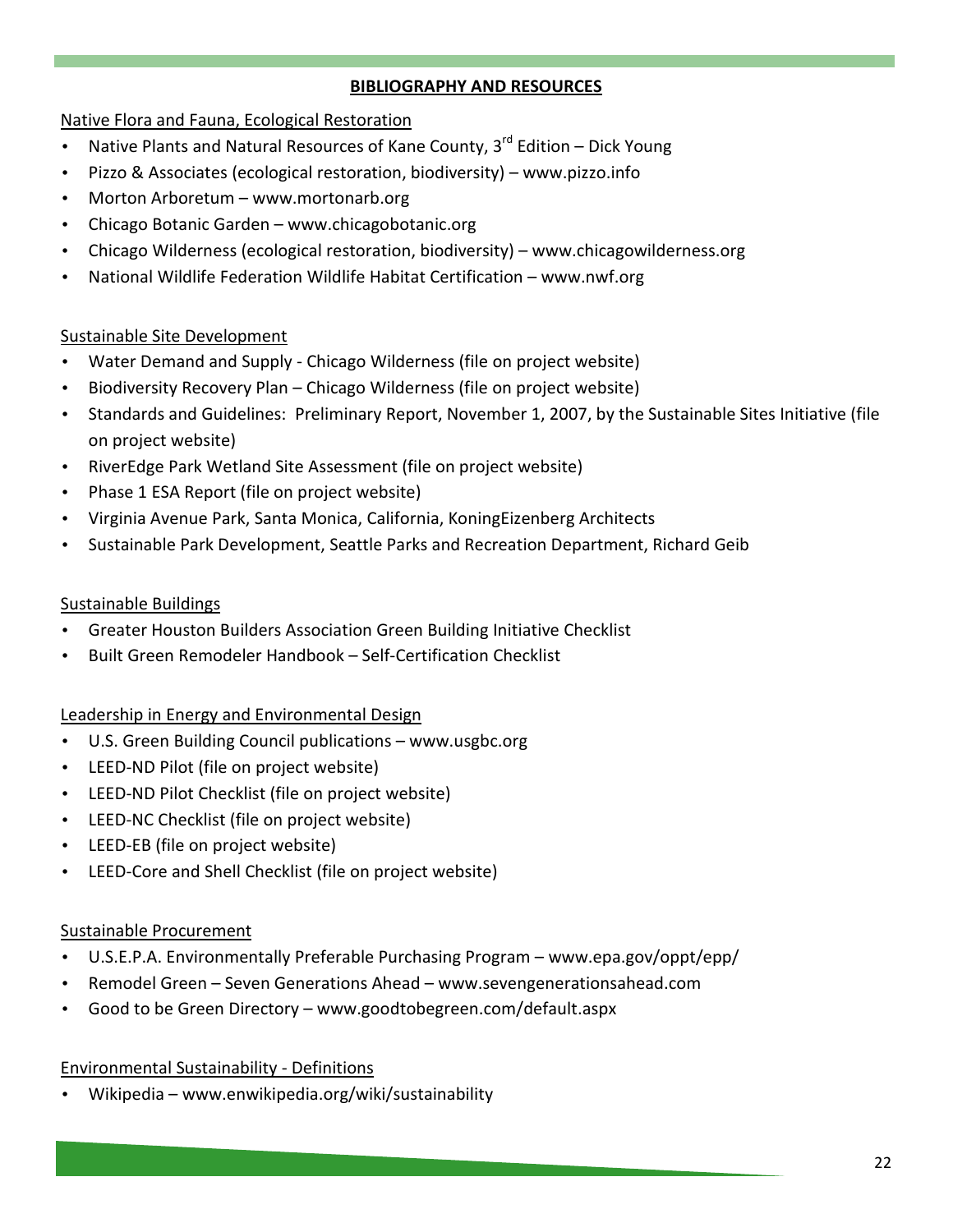## BIBLIOGRAPHY AND RESOURCES

Native Flora and Fauna, Ecological Restoration

- Native Plants and Natural Resources of Kane County, 3rd Edition – Dick Young
- Pizzo & Associates (ecological restoration, biodiversity) – www.pizzo.info
- Morton Arboretum – www.mortonarb.org
- Chicago Botanic Garden – www.chicagobotanic.org
- Chicago Wilderness (ecological restoration, biodiversity) – www.chicagowilderness.org
- National Wildlife Federation Wildlife Habitat Certification – www.nwf.org

Sustainable Site Development

- Water Demand and Supply - Chicago Wilderness (file on project website)
- Biodiversity Recovery Plan – Chicago Wilderness (file on project website)
- Standards and Guidelines: Preliminary Report, November 1, 2007, by the Sustainable Sites Initiative (file on project website)
- RiverEdge Park Wetland Site Assessment (file on project website)
- Phase 1 ESA Report (file on project website)
- Virginia Avenue Park, Santa Monica, California, KoningEizenberg Architects
- Sustainable Park Development, Seattle Parks and Recreation Department, Richard Geib

Sustainable Buildings

- Greater Houston Builders Association Green Building Initiative Checklist
- Built Green Remodeler Handbook – Self-Certification Checklist

Leadership in Energy and Environmental Design

- U.S. Green Building Council publications – www.usgbc.org
- LEED-ND Pilot (file on project website)
- LEED-ND Pilot Checklist (file on project website)
- LEED-NC Checklist (file on project website)
- LEED-EB (file on project website)
- LEED-Core and Shell Checklist (file on project website)

Sustainable Procurement

- U.S.E.P.A. Environmentally Preferable Purchasing Program – www.epa.gov/oppt/epp/
- Remodel Green – Seven Generations Ahead – www.sevengenerationsahead.com
- Good to be Green Directory – www.goodtobegreen.com/default.aspx

Environmental Sustainability - Definitions

- Wikipedia – www.enwikipedia.org/wiki/sustainability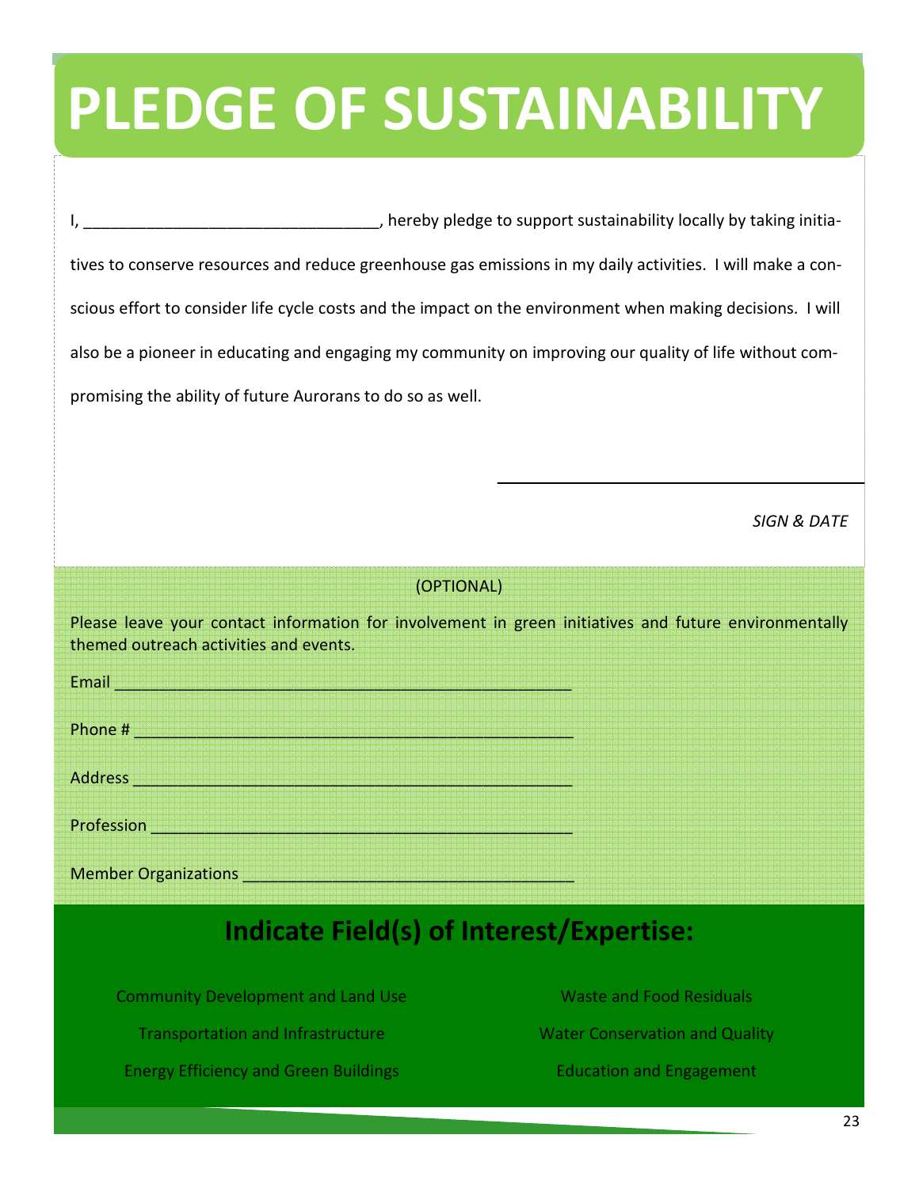# PLEDGE OF SUSTAINABILITY

I, ________________________________, hereby pledge to support sustainability locally by taking initiatives to conserve resources and reduce greenhouse gas emissions in my daily activities. I will make a conscious effort to consider life cycle costs and the impact on the environment when making decisions. I will also be a pioneer in educating and engaging my community on improving our quality of life without compromising the ability of future Aurorans to do so as well.

________________________________

*SIGN & DATE*

(OPTIONAL)

Please leave your contact information for involvement in green initiatives and future environmentally themed outreach activities and events.

Email ________________________________________________

Phone # ______________________________________________

Address ______________________________________________

Profession ____________________________________________

Member Organizations _________________________________

## Indicate Field(s) of Interest/Expertise:

- Community Development and Land Use
- Transportation and Infrastructure
- Energy Efficiency and Green Buildings
- Waste and Food Residuals
- Water Conservation and Quality
- Education and Engagement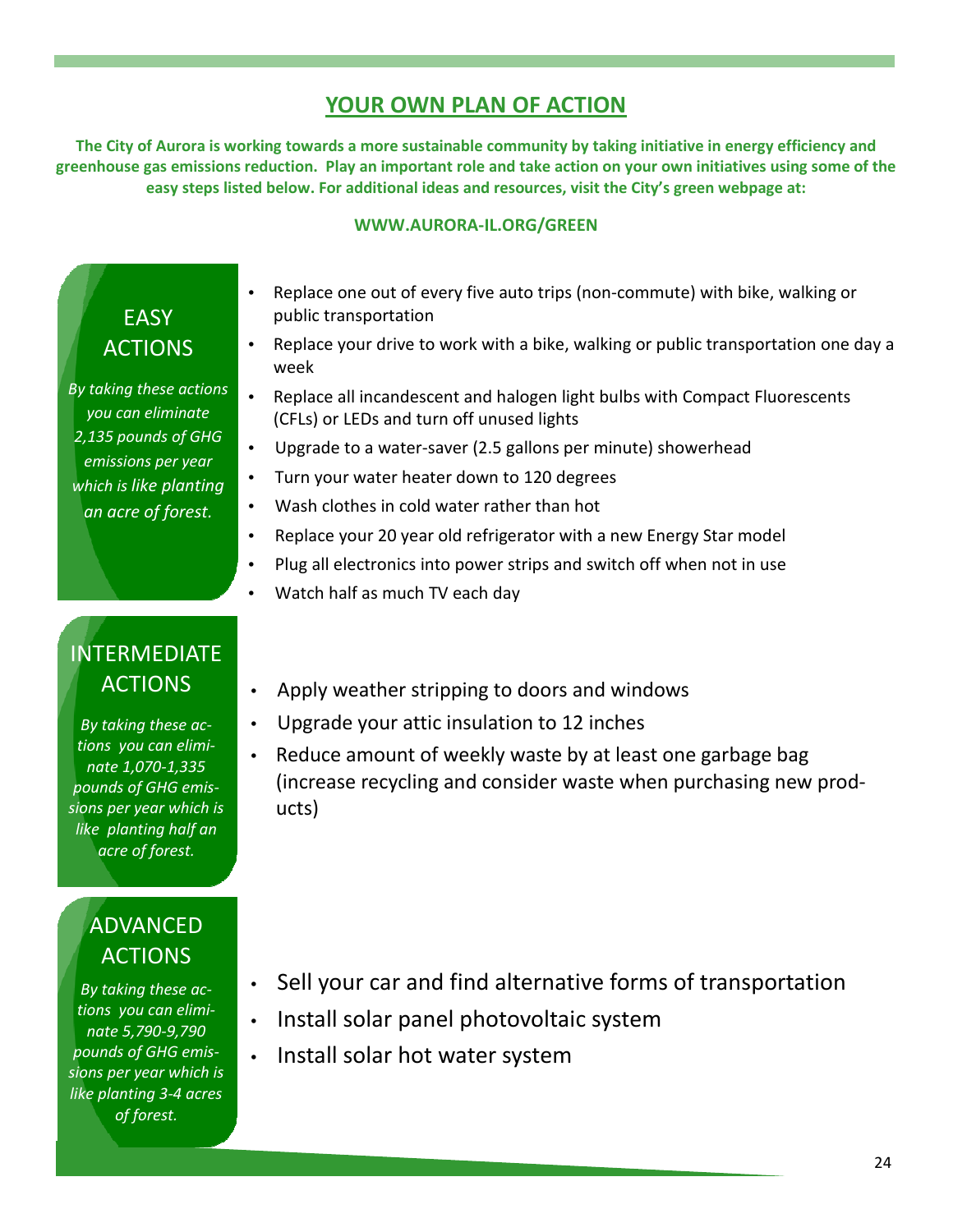# YOUR OWN PLAN OF ACTION

**The City of Aurora is working towards a more sustainable community by taking initiative in energy efficiency and greenhouse gas emissions reduction. Play an important role and take action on your own initiatives using some of the easy steps listed below. For additional ideas and resources, visit the City's green webpage at:**

**WWW.AURORA-IL.ORG/GREEN**

## EASY ACTIONS

*By taking these actions you can eliminate 2,135 pounds of GHG emissions per year which is like planting an acre of forest.*

- Replace one out of every five auto trips (non-commute) with bike, walking or public transportation
- Replace your drive to work with a bike, walking or public transportation one day a week
- Replace all incandescent and halogen light bulbs with Compact Fluorescents (CFLs) or LEDs and turn off unused lights
- Upgrade to a water-saver (2.5 gallons per minute) showerhead
- Turn your water heater down to 120 degrees
- Wash clothes in cold water rather than hot
- Replace your 20 year old refrigerator with a new Energy Star model
- Plug all electronics into power strips and switch off when not in use
- Watch half as much TV each day

## INTERMEDIATE ACTIONS

*By taking these actions you can eliminate 1,070-1,335 pounds of GHG emissions per year which is like planting half an acre of forest.*

- Apply weather stripping to doors and windows
- Upgrade your attic insulation to 12 inches
- Reduce amount of weekly waste by at least one garbage bag (increase recycling and consider waste when purchasing new products)

## ADVANCED ACTIONS

*By taking these actions you can eliminate 5,790-9,790 pounds of GHG emissions per year which is like planting 3-4 acres of forest.*

- Sell your car and find alternative forms of transportation
- Install solar panel photovoltaic system
- Install solar hot water system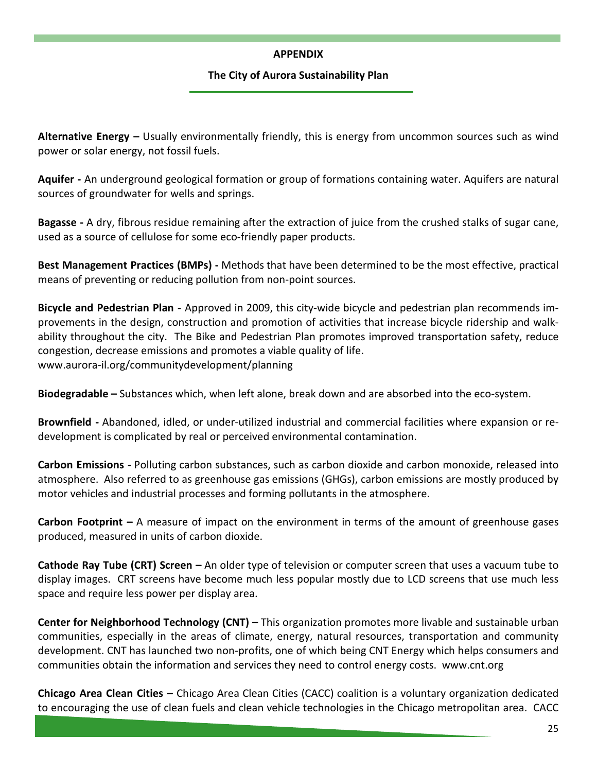## APPENDIX

### The City of Aurora Sustainability Plan

**Alternative Energy –** Usually environmentally friendly, this is energy from uncommon sources such as wind power or solar energy, not fossil fuels.

**Aquifer -** An underground geological formation or group of formations containing water. Aquifers are natural sources of groundwater for wells and springs.

**Bagasse -** A dry, fibrous residue remaining after the extraction of juice from the crushed stalks of sugar cane, used as a source of cellulose for some eco-friendly paper products.

**Best Management Practices (BMPs) -** Methods that have been determined to be the most effective, practical means of preventing or reducing pollution from non-point sources.

**Bicycle and Pedestrian Plan -** Approved in 2009, this city-wide bicycle and pedestrian plan recommends improvements in the design, construction and promotion of activities that increase bicycle ridership and walkability throughout the city. The Bike and Pedestrian Plan promotes improved transportation safety, reduce congestion, decrease emissions and promotes a viable quality of life. www.aurora-il.org/communitydevelopment/planning

**Biodegradable –** Substances which, when left alone, break down and are absorbed into the eco-system.

**Brownfield -** Abandoned, idled, or under-utilized industrial and commercial facilities where expansion or redevelopment is complicated by real or perceived environmental contamination.

**Carbon Emissions -** Polluting carbon substances, such as carbon dioxide and carbon monoxide, released into atmosphere. Also referred to as greenhouse gas emissions (GHGs), carbon emissions are mostly produced by motor vehicles and industrial processes and forming pollutants in the atmosphere.

**Carbon Footprint –** A measure of impact on the environment in terms of the amount of greenhouse gases produced, measured in units of carbon dioxide.

**Cathode Ray Tube (CRT) Screen –** An older type of television or computer screen that uses a vacuum tube to display images. CRT screens have become much less popular mostly due to LCD screens that use much less space and require less power per display area.

**Center for Neighborhood Technology (CNT) –** This organization promotes more livable and sustainable urban communities, especially in the areas of climate, energy, natural resources, transportation and community development. CNT has launched two non-profits, one of which being CNT Energy which helps consumers and communities obtain the information and services they need to control energy costs. www.cnt.org

**Chicago Area Clean Cities –** Chicago Area Clean Cities (CACC) coalition is a voluntary organization dedicated to encouraging the use of clean fuels and clean vehicle technologies in the Chicago metropolitan area. CACC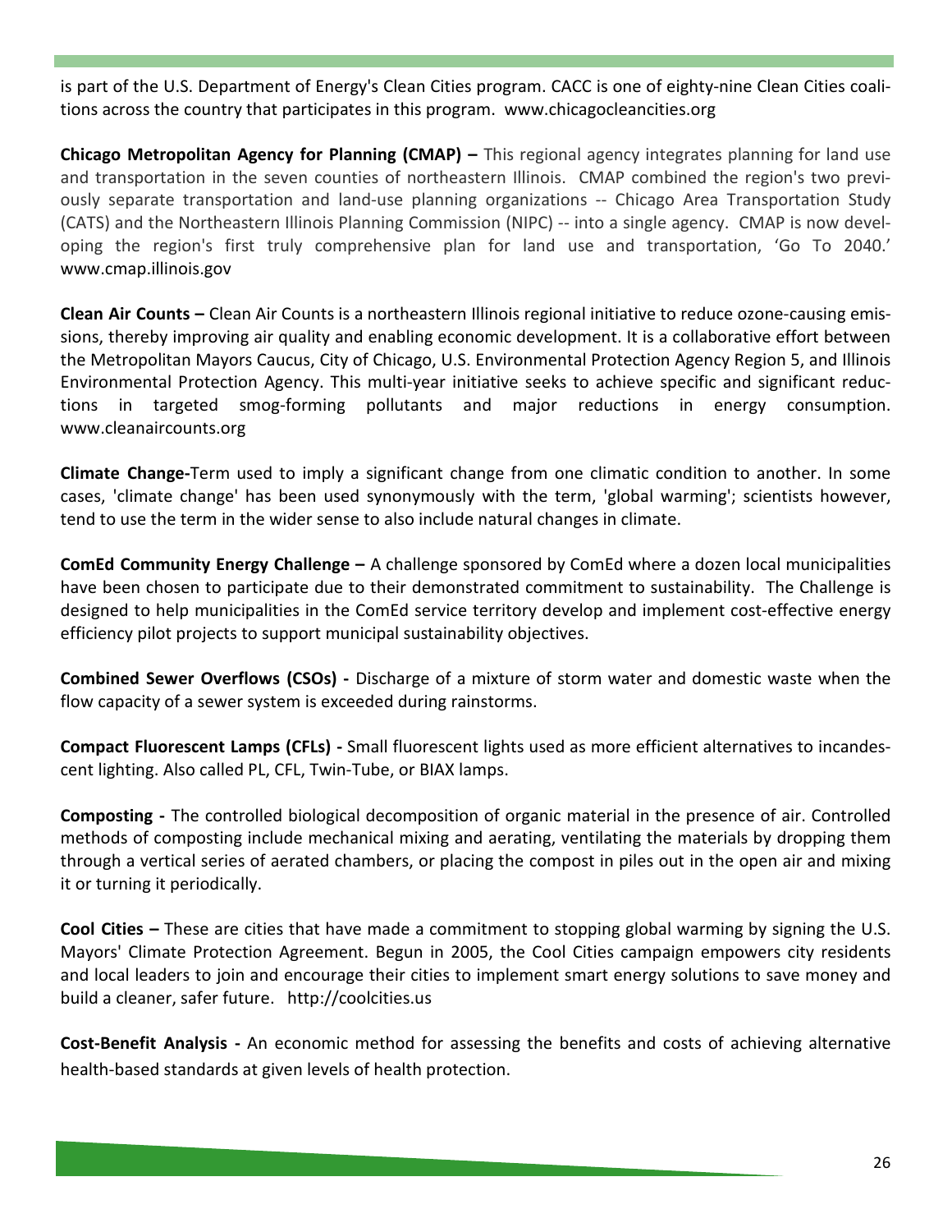is part of the U.S. Department of Energy's Clean Cities program. CACC is one of eighty-nine Clean Cities coalitions across the country that participates in this program. www.chicagocleancities.org

**Chicago Metropolitan Agency for Planning (CMAP) –** This regional agency integrates planning for land use and transportation in the seven counties of northeastern Illinois. CMAP combined the region's two previously separate transportation and land-use planning organizations -- Chicago Area Transportation Study (CATS) and the Northeastern Illinois Planning Commission (NIPC) -- into a single agency. CMAP is now developing the region's first truly comprehensive plan for land use and transportation, 'Go To 2040.' www.cmap.illinois.gov

**Clean Air Counts –** Clean Air Counts is a northeastern Illinois regional initiative to reduce ozone-causing emissions, thereby improving air quality and enabling economic development. It is a collaborative effort between the Metropolitan Mayors Caucus, City of Chicago, U.S. Environmental Protection Agency Region 5, and Illinois Environmental Protection Agency. This multi-year initiative seeks to achieve specific and significant reductions in targeted smog-forming pollutants and major reductions in energy consumption. www.cleanaircounts.org

**Climate Change-**Term used to imply a significant change from one climatic condition to another. In some cases, 'climate change' has been used synonymously with the term, 'global warming'; scientists however, tend to use the term in the wider sense to also include natural changes in climate.

**ComEd Community Energy Challenge –** A challenge sponsored by ComEd where a dozen local municipalities have been chosen to participate due to their demonstrated commitment to sustainability. The Challenge is designed to help municipalities in the ComEd service territory develop and implement cost-effective energy efficiency pilot projects to support municipal sustainability objectives.

**Combined Sewer Overflows (CSOs) -** Discharge of a mixture of storm water and domestic waste when the flow capacity of a sewer system is exceeded during rainstorms.

**Compact Fluorescent Lamps (CFLs) -** Small fluorescent lights used as more efficient alternatives to incandescent lighting. Also called PL, CFL, Twin-Tube, or BIAX lamps.

**Composting -** The controlled biological decomposition of organic material in the presence of air. Controlled methods of composting include mechanical mixing and aerating, ventilating the materials by dropping them through a vertical series of aerated chambers, or placing the compost in piles out in the open air and mixing it or turning it periodically.

**Cool Cities –** These are cities that have made a commitment to stopping global warming by signing the U.S. Mayors' Climate Protection Agreement. Begun in 2005, the Cool Cities campaign empowers city residents and local leaders to join and encourage their cities to implement smart energy solutions to save money and build a cleaner, safer future. http://coolcities.us

**Cost-Benefit Analysis -** An economic method for assessing the benefits and costs of achieving alternative health-based standards at given levels of health protection.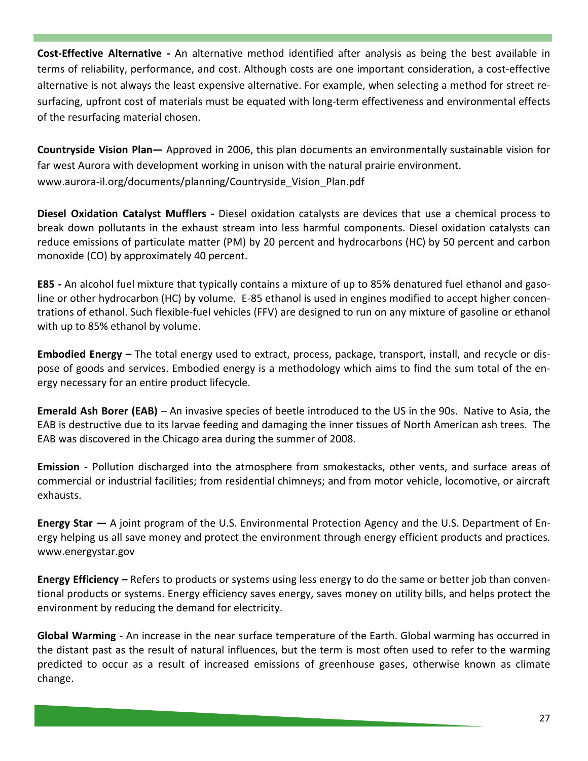**Cost-Effective Alternative -** An alternative method identified after analysis as being the best available in terms of reliability, performance, and cost. Although costs are one important consideration, a cost-effective alternative is not always the least expensive alternative. For example, when selecting a method for street resurfacing, upfront cost of materials must be equated with long-term effectiveness and environmental effects of the resurfacing material chosen.

**Countryside Vision Plan—** Approved in 2006, this plan documents an environmentally sustainable vision for far west Aurora with development working in unison with the natural prairie environment. www.aurora-il.org/documents/planning/Countryside_Vision_Plan.pdf

**Diesel Oxidation Catalyst Mufflers -** Diesel oxidation catalysts are devices that use a chemical process to break down pollutants in the exhaust stream into less harmful components. Diesel oxidation catalysts can reduce emissions of particulate matter (PM) by 20 percent and hydrocarbons (HC) by 50 percent and carbon monoxide (CO) by approximately 40 percent.

**E85 -** An alcohol fuel mixture that typically contains a mixture of up to 85% denatured fuel ethanol and gasoline or other hydrocarbon (HC) by volume. E-85 ethanol is used in engines modified to accept higher concentrations of ethanol. Such flexible-fuel vehicles (FFV) are designed to run on any mixture of gasoline or ethanol with up to 85% ethanol by volume.

**Embodied Energy –** The total energy used to extract, process, package, transport, install, and recycle or dispose of goods and services. Embodied energy is a methodology which aims to find the sum total of the energy necessary for an entire product lifecycle.

**Emerald Ash Borer (EAB)** – An invasive species of beetle introduced to the US in the 90s. Native to Asia, the EAB is destructive due to its larvae feeding and damaging the inner tissues of North American ash trees. The EAB was discovered in the Chicago area during the summer of 2008.

**Emission -** Pollution discharged into the atmosphere from smokestacks, other vents, and surface areas of commercial or industrial facilities; from residential chimneys; and from motor vehicle, locomotive, or aircraft exhausts.

**Energy Star —** A joint program of the U.S. Environmental Protection Agency and the U.S. Department of Energy helping us all save money and protect the environment through energy efficient products and practices. www.energystar.gov

**Energy Efficiency –** Refers to products or systems using less energy to do the same or better job than conventional products or systems. Energy efficiency saves energy, saves money on utility bills, and helps protect the environment by reducing the demand for electricity.

**Global Warming -** An increase in the near surface temperature of the Earth. Global warming has occurred in the distant past as the result of natural influences, but the term is most often used to refer to the warming predicted to occur as a result of increased emissions of greenhouse gases, otherwise known as climate change.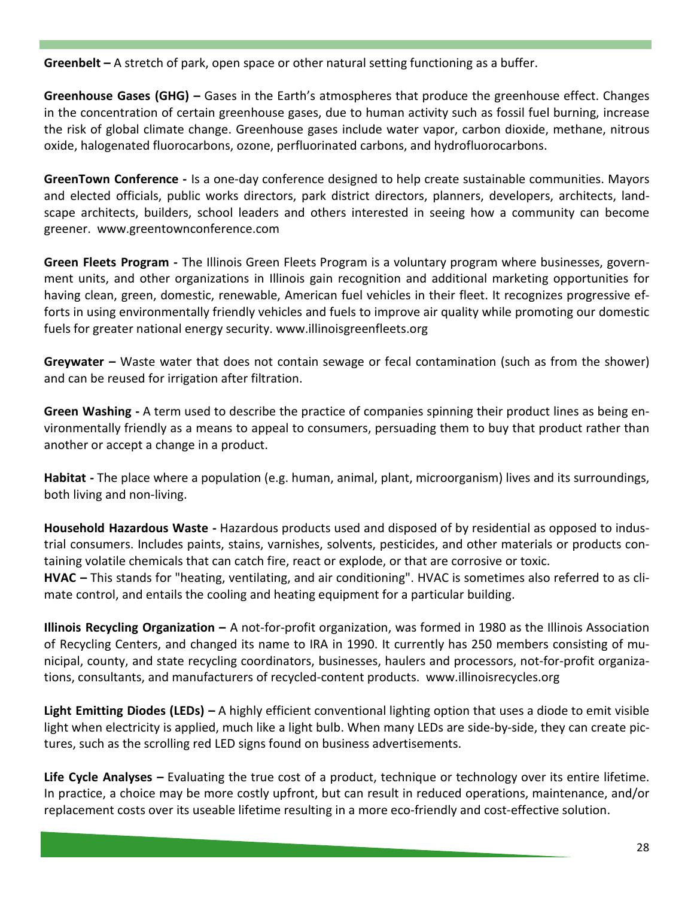**Greenbelt –** A stretch of park, open space or other natural setting functioning as a buffer.

**Greenhouse Gases (GHG) –** Gases in the Earth's atmospheres that produce the greenhouse effect. Changes in the concentration of certain greenhouse gases, due to human activity such as fossil fuel burning, increase the risk of global climate change. Greenhouse gases include water vapor, carbon dioxide, methane, nitrous oxide, halogenated fluorocarbons, ozone, perfluorinated carbons, and hydrofluorocarbons.

**GreenTown Conference -** Is a one-day conference designed to help create sustainable communities. Mayors and elected officials, public works directors, park district directors, planners, developers, architects, landscape architects, builders, school leaders and others interested in seeing how a community can become greener. www.greentownconference.com

**Green Fleets Program -** The Illinois Green Fleets Program is a voluntary program where businesses, government units, and other organizations in Illinois gain recognition and additional marketing opportunities for having clean, green, domestic, renewable, American fuel vehicles in their fleet. It recognizes progressive efforts in using environmentally friendly vehicles and fuels to improve air quality while promoting our domestic fuels for greater national energy security. www.illinoisgreenfleets.org

**Greywater –** Waste water that does not contain sewage or fecal contamination (such as from the shower) and can be reused for irrigation after filtration.

**Green Washing -** A term used to describe the practice of companies spinning their product lines as being environmentally friendly as a means to appeal to consumers, persuading them to buy that product rather than another or accept a change in a product.

**Habitat -** The place where a population (e.g. human, animal, plant, microorganism) lives and its surroundings, both living and non-living.

**Household Hazardous Waste -** Hazardous products used and disposed of by residential as opposed to industrial consumers. Includes paints, stains, varnishes, solvents, pesticides, and other materials or products containing volatile chemicals that can catch fire, react or explode, or that are corrosive or toxic.

**HVAC –** This stands for "heating, ventilating, and air conditioning". HVAC is sometimes also referred to as climate control, and entails the cooling and heating equipment for a particular building.

**Illinois Recycling Organization –** A not-for-profit organization, was formed in 1980 as the Illinois Association of Recycling Centers, and changed its name to IRA in 1990. It currently has 250 members consisting of municipal, county, and state recycling coordinators, businesses, haulers and processors, not-for-profit organizations, consultants, and manufacturers of recycled-content products. www.illinoisrecycles.org

**Light Emitting Diodes (LEDs) –** A highly efficient conventional lighting option that uses a diode to emit visible light when electricity is applied, much like a light bulb. When many LEDs are side-by-side, they can create pictures, such as the scrolling red LED signs found on business advertisements.

**Life Cycle Analyses –** Evaluating the true cost of a product, technique or technology over its entire lifetime. In practice, a choice may be more costly upfront, but can result in reduced operations, maintenance, and/or replacement costs over its useable lifetime resulting in a more eco-friendly and cost-effective solution.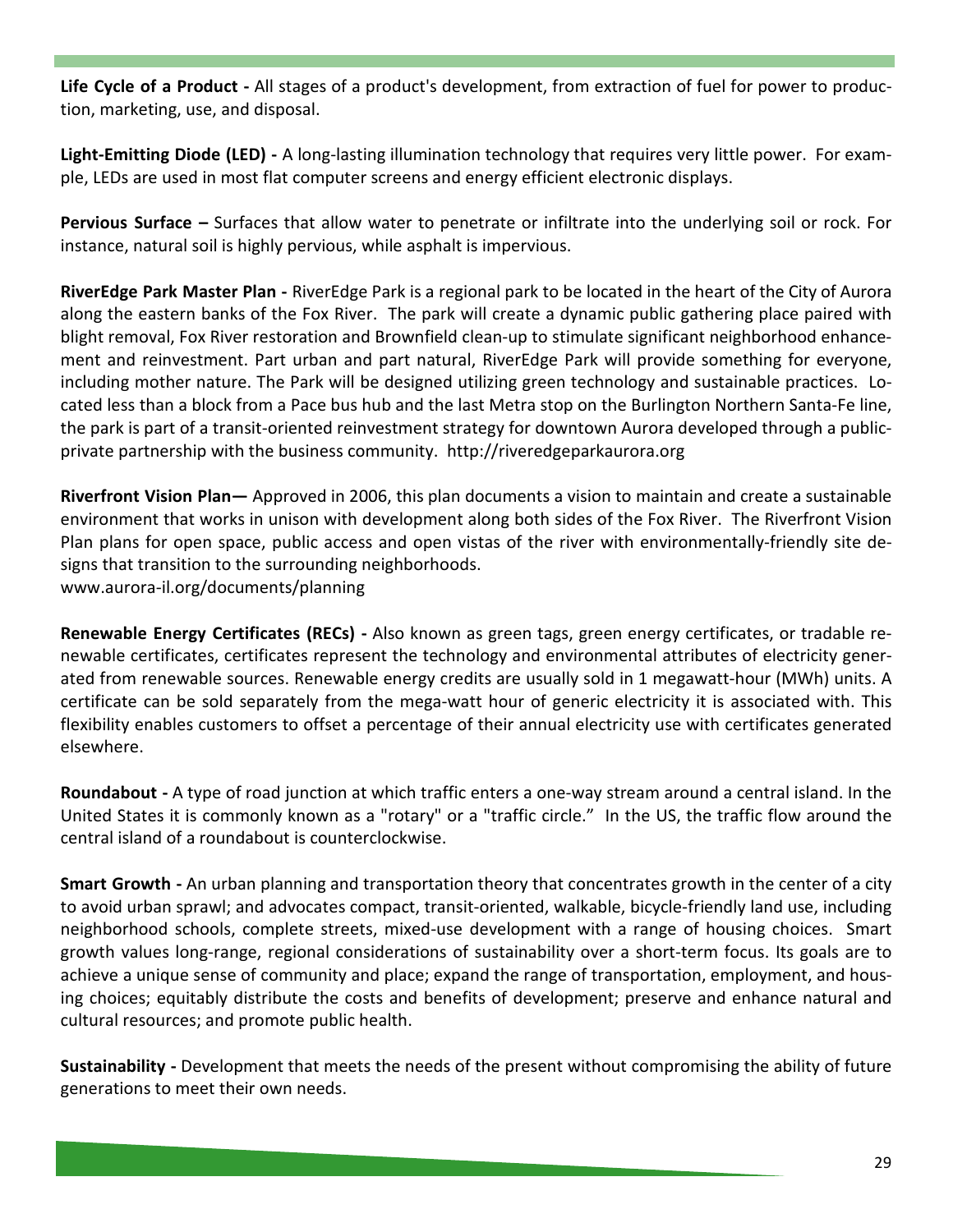**Life Cycle of a Product -** All stages of a product's development, from extraction of fuel for power to production, marketing, use, and disposal.

**Light-Emitting Diode (LED) -** A long-lasting illumination technology that requires very little power. For example, LEDs are used in most flat computer screens and energy efficient electronic displays.

**Pervious Surface –** Surfaces that allow water to penetrate or infiltrate into the underlying soil or rock. For instance, natural soil is highly pervious, while asphalt is impervious.

**RiverEdge Park Master Plan -** RiverEdge Park is a regional park to be located in the heart of the City of Aurora along the eastern banks of the Fox River. The park will create a dynamic public gathering place paired with blight removal, Fox River restoration and Brownfield clean-up to stimulate significant neighborhood enhancement and reinvestment. Part urban and part natural, RiverEdge Park will provide something for everyone, including mother nature. The Park will be designed utilizing green technology and sustainable practices. Located less than a block from a Pace bus hub and the last Metra stop on the Burlington Northern Santa-Fe line, the park is part of a transit-oriented reinvestment strategy for downtown Aurora developed through a public-private partnership with the business community. http://riveredgeparkaurora.org

**Riverfront Vision Plan—** Approved in 2006, this plan documents a vision to maintain and create a sustainable environment that works in unison with development along both sides of the Fox River. The Riverfront Vision Plan plans for open space, public access and open vistas of the river with environmentally-friendly site designs that transition to the surrounding neighborhoods.
www.aurora-il.org/documents/planning

**Renewable Energy Certificates (RECs) -** Also known as green tags, green energy certificates, or tradable renewable certificates, certificates represent the technology and environmental attributes of electricity generated from renewable sources. Renewable energy credits are usually sold in 1 megawatt-hour (MWh) units. A certificate can be sold separately from the mega-watt hour of generic electricity it is associated with. This flexibility enables customers to offset a percentage of their annual electricity use with certificates generated elsewhere.

**Roundabout -** A type of road junction at which traffic enters a one-way stream around a central island. In the United States it is commonly known as a "rotary" or a "traffic circle." In the US, the traffic flow around the central island of a roundabout is counterclockwise.

**Smart Growth -** An urban planning and transportation theory that concentrates growth in the center of a city to avoid urban sprawl; and advocates compact, transit-oriented, walkable, bicycle-friendly land use, including neighborhood schools, complete streets, mixed-use development with a range of housing choices. Smart growth values long-range, regional considerations of sustainability over a short-term focus. Its goals are to achieve a unique sense of community and place; expand the range of transportation, employment, and housing choices; equitably distribute the costs and benefits of development; preserve and enhance natural and cultural resources; and promote public health.

**Sustainability -** Development that meets the needs of the present without compromising the ability of future generations to meet their own needs.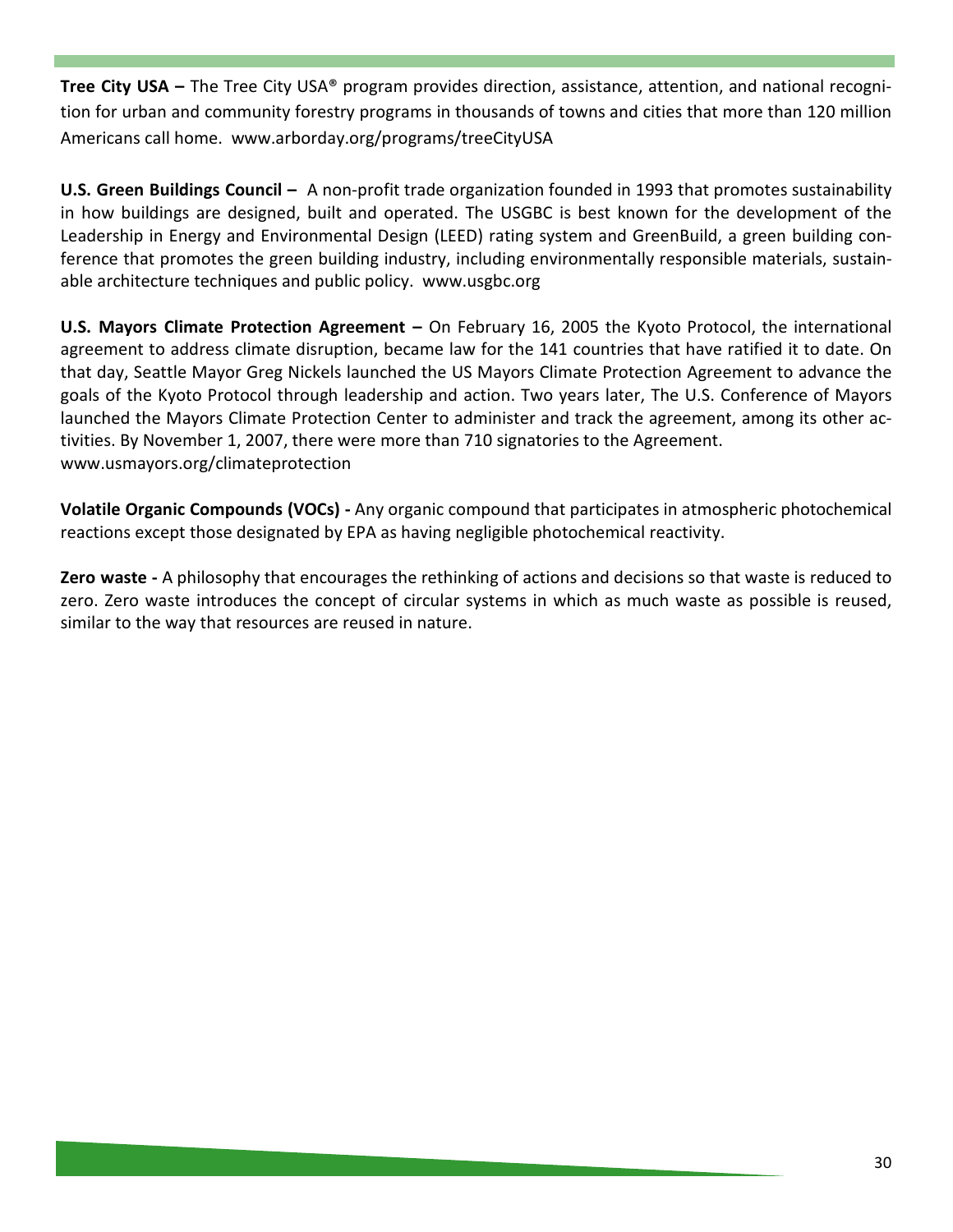**Tree City USA –** The Tree City USA® program provides direction, assistance, attention, and national recognition for urban and community forestry programs in thousands of towns and cities that more than 120 million Americans call home. www.arborday.org/programs/treeCityUSA

**U.S. Green Buildings Council –** A non-profit trade organization founded in 1993 that promotes sustainability in how buildings are designed, built and operated. The USGBC is best known for the development of the Leadership in Energy and Environmental Design (LEED) rating system and GreenBuild, a green building conference that promotes the green building industry, including environmentally responsible materials, sustainable architecture techniques and public policy. www.usgbc.org

**U.S. Mayors Climate Protection Agreement –** On February 16, 2005 the Kyoto Protocol, the international agreement to address climate disruption, became law for the 141 countries that have ratified it to date. On that day, Seattle Mayor Greg Nickels launched the US Mayors Climate Protection Agreement to advance the goals of the Kyoto Protocol through leadership and action. Two years later, The U.S. Conference of Mayors launched the Mayors Climate Protection Center to administer and track the agreement, among its other activities. By November 1, 2007, there were more than 710 signatories to the Agreement. www.usmayors.org/climateprotection

**Volatile Organic Compounds (VOCs) -** Any organic compound that participates in atmospheric photochemical reactions except those designated by EPA as having negligible photochemical reactivity.

**Zero waste -** A philosophy that encourages the rethinking of actions and decisions so that waste is reduced to zero. Zero waste introduces the concept of circular systems in which as much waste as possible is reused, similar to the way that resources are reused in nature.